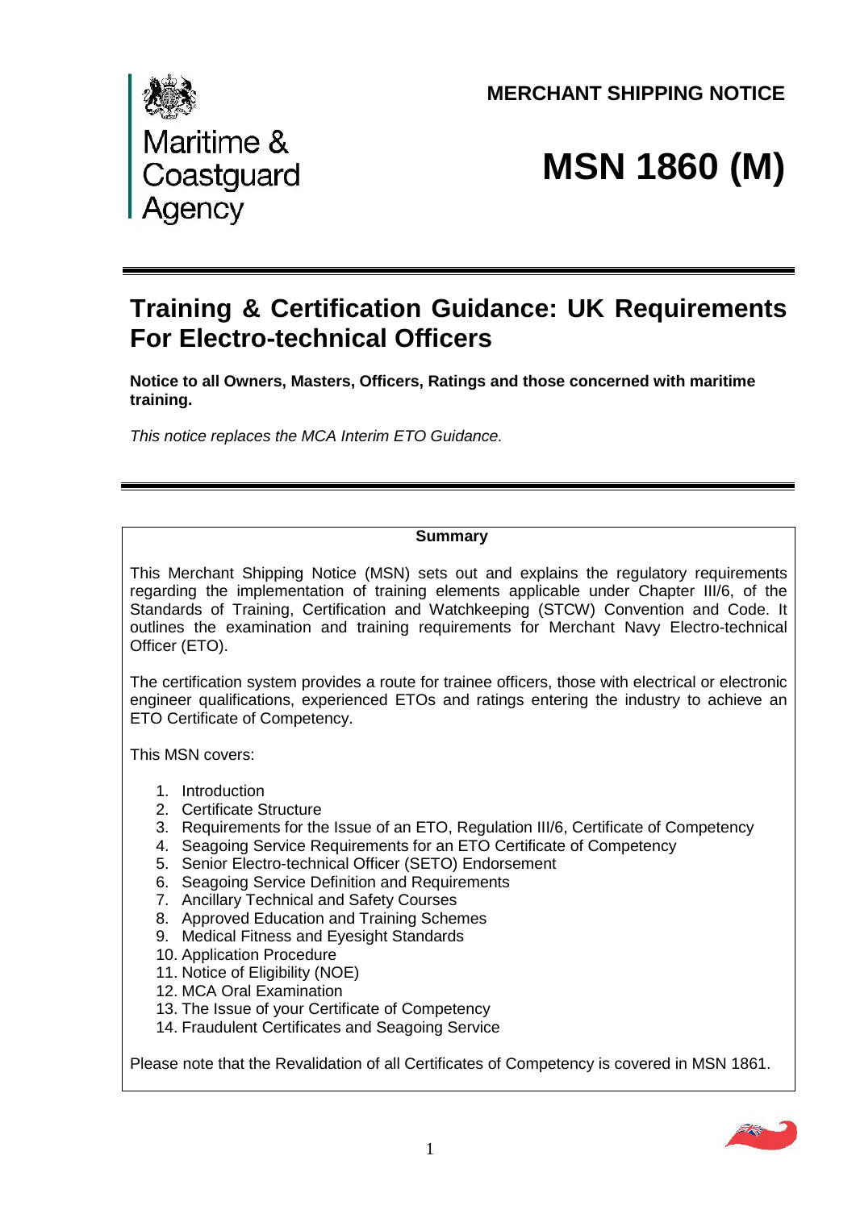Maritime & Coastguard Agency

**MERCHANT SHIPPING NOTICE**

# MSN 1860 (M)

## Training & Certification Guidance: UK Requirements For Electro-technical Officers

**Notice to all Owners, Masters, Officers, Ratings and those concerned with maritime training.**

*This notice replaces the MCA Interim ETO Guidance.*

---

**Summary**

This Merchant Shipping Notice (MSN) sets out and explains the regulatory requirements regarding the implementation of training elements applicable under Chapter III/6, of the Standards of Training, Certification and Watchkeeping (STCW) Convention and Code. It outlines the examination and training requirements for Merchant Navy Electro-technical Officer (ETO).

The certification system provides a route for trainee officers, those with electrical or electronic engineer qualifications, experienced ETOs and ratings entering the industry to achieve an ETO Certificate of Competency.

This MSN covers:

1. Introduction
2. Certificate Structure
3. Requirements for the Issue of an ETO, Regulation III/6, Certificate of Competency
4. Seagoing Service Requirements for an ETO Certificate of Competency
5. Senior Electro-technical Officer (SETO) Endorsement
6. Seagoing Service Definition and Requirements
7. Ancillary Technical and Safety Courses
8. Approved Education and Training Schemes
9. Medical Fitness and Eyesight Standards
10. Application Procedure
11. Notice of Eligibility (NOE)
12. MCA Oral Examination
13. The Issue of your Certificate of Competency
14. Fraudulent Certificates and Seagoing Service

Please note that the Revalidation of all Certificates of Competency is covered in MSN 1861.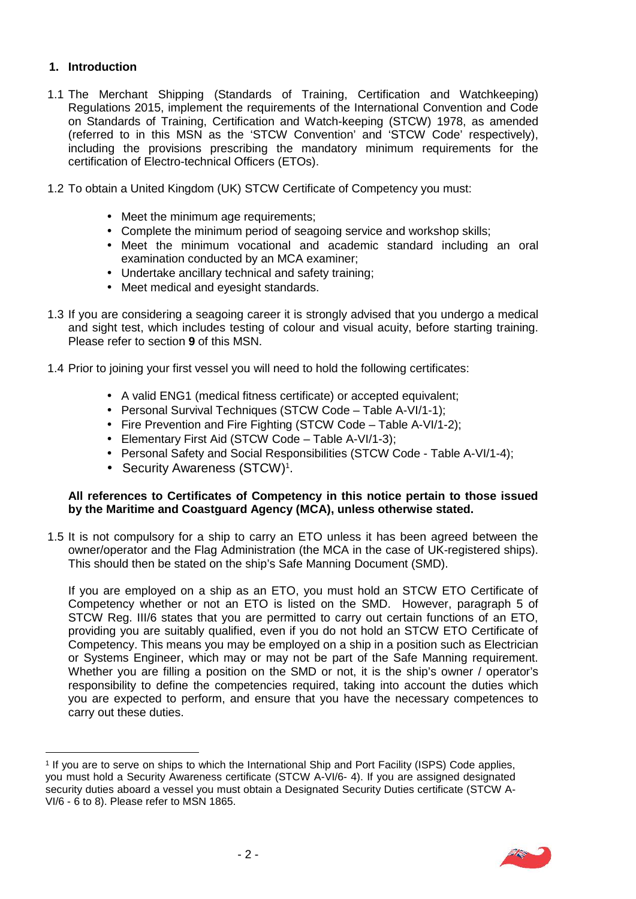## 1. Introduction

1.1 The Merchant Shipping (Standards of Training, Certification and Watchkeeping) Regulations 2015, implement the requirements of the International Convention and Code on Standards of Training, Certification and Watch-keeping (STCW) 1978, as amended (referred to in this MSN as the 'STCW Convention' and 'STCW Code' respectively), including the provisions prescribing the mandatory minimum requirements for the certification of Electro-technical Officers (ETOs).

1.2 To obtain a United Kingdom (UK) STCW Certificate of Competency you must:

- Meet the minimum age requirements;
- Complete the minimum period of seagoing service and workshop skills;
- Meet the minimum vocational and academic standard including an oral examination conducted by an MCA examiner;
- Undertake ancillary technical and safety training;
- Meet medical and eyesight standards.

1.3 If you are considering a seagoing career it is strongly advised that you undergo a medical and sight test, which includes testing of colour and visual acuity, before starting training. Please refer to section **9** of this MSN.

1.4 Prior to joining your first vessel you will need to hold the following certificates:

- A valid ENG1 (medical fitness certificate) or accepted equivalent;
- Personal Survival Techniques (STCW Code – Table A-VI/1-1);
- Fire Prevention and Fire Fighting (STCW Code – Table A-VI/1-2);
- Elementary First Aid (STCW Code – Table A-VI/1-3);
- Personal Safety and Social Responsibilities (STCW Code - Table A-VI/1-4);
- Security Awareness (STCW)[1].

**All references to Certificates of Competency in this notice pertain to those issued by the Maritime and Coastguard Agency (MCA), unless otherwise stated.**

1.5 It is not compulsory for a ship to carry an ETO unless it has been agreed between the owner/operator and the Flag Administration (the MCA in the case of UK-registered ships). This should then be stated on the ship's Safe Manning Document (SMD).

If you are employed on a ship as an ETO, you must hold an STCW ETO Certificate of Competency whether or not an ETO is listed on the SMD. However, paragraph 5 of STCW Reg. III/6 states that you are permitted to carry out certain functions of an ETO, providing you are suitably qualified, even if you do not hold an STCW ETO Certificate of Competency. This means you may be employed on a ship in a position such as Electrician or Systems Engineer, which may or may not be part of the Safe Manning requirement. Whether you are filling a position on the SMD or not, it is the ship's owner / operator's responsibility to define the competencies required, taking into account the duties which you are expected to perform, and ensure that you have the necessary competences to carry out these duties.

---

[1] If you are to serve on ships to which the International Ship and Port Facility (ISPS) Code applies, you must hold a Security Awareness certificate (STCW A-VI/6- 4). If you are assigned designated security duties aboard a vessel you must obtain a Designated Security Duties certificate (STCW A-VI/6 - 6 to 8). Please refer to MSN 1865.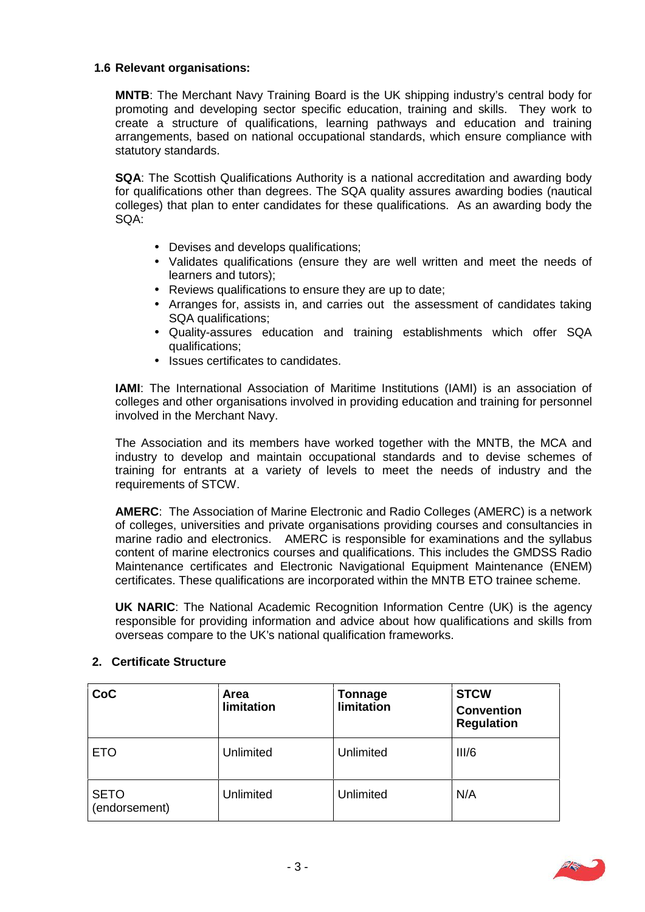### 1.6 Relevant organisations:

**MNTB**: The Merchant Navy Training Board is the UK shipping industry's central body for promoting and developing sector specific education, training and skills. They work to create a structure of qualifications, learning pathways and education and training arrangements, based on national occupational standards, which ensure compliance with statutory standards.

**SQA**: The Scottish Qualifications Authority is a national accreditation and awarding body for qualifications other than degrees. The SQA quality assures awarding bodies (nautical colleges) that plan to enter candidates for these qualifications. As an awarding body the SQA:

- Devises and develops qualifications;
- Validates qualifications (ensure they are well written and meet the needs of learners and tutors);
- Reviews qualifications to ensure they are up to date;
- Arranges for, assists in, and carries out the assessment of candidates taking SQA qualifications;
- Quality-assures education and training establishments which offer SQA qualifications;
- Issues certificates to candidates.

**IAMI**: The International Association of Maritime Institutions (IAMI) is an association of colleges and other organisations involved in providing education and training for personnel involved in the Merchant Navy.

The Association and its members have worked together with the MNTB, the MCA and industry to develop and maintain occupational standards and to devise schemes of training for entrants at a variety of levels to meet the needs of industry and the requirements of STCW.

**AMERC**: The Association of Marine Electronic and Radio Colleges (AMERC) is a network of colleges, universities and private organisations providing courses and consultancies in marine radio and electronics. AMERC is responsible for examinations and the syllabus content of marine electronics courses and qualifications. This includes the GMDSS Radio Maintenance certificates and Electronic Navigational Equipment Maintenance (ENEM) certificates. These qualifications are incorporated within the MNTB ETO trainee scheme.

**UK NARIC**: The National Academic Recognition Information Centre (UK) is the agency responsible for providing information and advice about how qualifications and skills from overseas compare to the UK's national qualification frameworks.

## 2. Certificate Structure

| CoC | Area limitation | Tonnage limitation | STCW Convention Regulation |
|---|---|---|---|
| ETO | Unlimited | Unlimited | III/6 |
| SETO (endorsement) | Unlimited | Unlimited | N/A |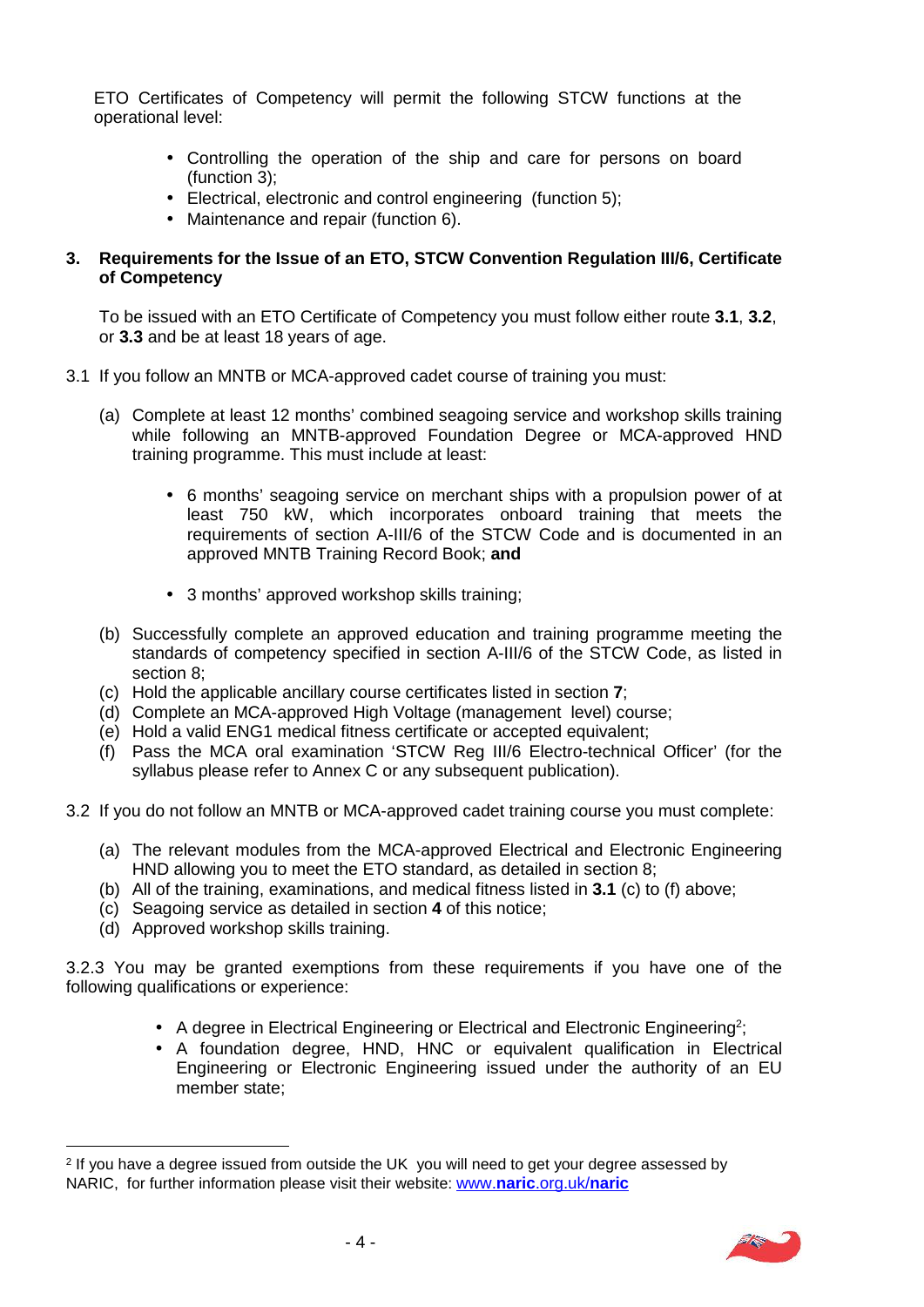ETO Certificates of Competency will permit the following STCW functions at the operational level:

- Controlling the operation of the ship and care for persons on board (function 3);
- Electrical, electronic and control engineering (function 5);
- Maintenance and repair (function 6).

## 3. Requirements for the Issue of an ETO, STCW Convention Regulation III/6, Certificate of Competency

To be issued with an ETO Certificate of Competency you must follow either route **3.1**, **3.2**, or **3.3** and be at least 18 years of age.

3.1 If you follow an MNTB or MCA-approved cadet course of training you must:

(a) Complete at least 12 months' combined seagoing service and workshop skills training while following an MNTB-approved Foundation Degree or MCA-approved HND training programme. This must include at least:

- 6 months' seagoing service on merchant ships with a propulsion power of at least 750 kW, which incorporates onboard training that meets the requirements of section A-III/6 of the STCW Code and is documented in an approved MNTB Training Record Book; **and**

- 3 months' approved workshop skills training;

(b) Successfully complete an approved education and training programme meeting the standards of competency specified in section A-III/6 of the STCW Code, as listed in section 8;
(c) Hold the applicable ancillary course certificates listed in section **7**;
(d) Complete an MCA-approved High Voltage (management level) course;
(e) Hold a valid ENG1 medical fitness certificate or accepted equivalent;
(f) Pass the MCA oral examination 'STCW Reg III/6 Electro-technical Officer' (for the syllabus please refer to Annex C or any subsequent publication).

3.2 If you do not follow an MNTB or MCA-approved cadet training course you must complete:

(a) The relevant modules from the MCA-approved Electrical and Electronic Engineering HND allowing you to meet the ETO standard, as detailed in section 8;
(b) All of the training, examinations, and medical fitness listed in **3.1** (c) to (f) above;
(c) Seagoing service as detailed in section **4** of this notice;
(d) Approved workshop skills training.

3.2.3 You may be granted exemptions from these requirements if you have one of the following qualifications or experience:

- A degree in Electrical Engineering or Electrical and Electronic Engineering[2];
- A foundation degree, HND, HNC or equivalent qualification in Electrical Engineering or Electronic Engineering issued under the authority of an EU member state;

---

[2] If you have a degree issued from outside the UK you will need to get your degree assessed by NARIC, for further information please visit their website: [www.**naric**.org.uk/**naric**](http://www.naric.org.uk/naric)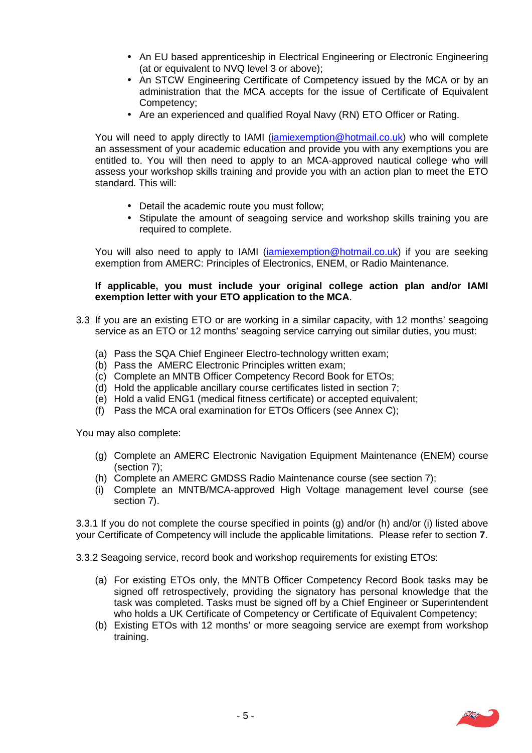- An EU based apprenticeship in Electrical Engineering or Electronic Engineering (at or equivalent to NVQ level 3 or above);
- An STCW Engineering Certificate of Competency issued by the MCA or by an administration that the MCA accepts for the issue of Certificate of Equivalent Competency;
- Are an experienced and qualified Royal Navy (RN) ETO Officer or Rating.

You will need to apply directly to IAMI (iamiexemption@hotmail.co.uk) who will complete an assessment of your academic education and provide you with any exemptions you are entitled to. You will then need to apply to an MCA-approved nautical college who will assess your workshop skills training and provide you with an action plan to meet the ETO standard. This will:

- Detail the academic route you must follow;
- Stipulate the amount of seagoing service and workshop skills training you are required to complete.

You will also need to apply to IAMI (iamiexemption@hotmail.co.uk) if you are seeking exemption from AMERC: Principles of Electronics, ENEM, or Radio Maintenance.

**If applicable, you must include your original college action plan and/or IAMI exemption letter with your ETO application to the MCA**.

3.3 If you are an existing ETO or are working in a similar capacity, with 12 months' seagoing service as an ETO or 12 months' seagoing service carrying out similar duties, you must:

(a) Pass the SQA Chief Engineer Electro-technology written exam;
(b) Pass the AMERC Electronic Principles written exam;
(c) Complete an MNTB Officer Competency Record Book for ETOs;
(d) Hold the applicable ancillary course certificates listed in section 7;
(e) Hold a valid ENG1 (medical fitness certificate) or accepted equivalent;
(f) Pass the MCA oral examination for ETOs Officers (see Annex C);

You may also complete:

(g) Complete an AMERC Electronic Navigation Equipment Maintenance (ENEM) course (section 7);
(h) Complete an AMERC GMDSS Radio Maintenance course (see section 7);
(i) Complete an MNTB/MCA-approved High Voltage management level course (see section 7).

3.3.1 If you do not complete the course specified in points (g) and/or (h) and/or (i) listed above your Certificate of Competency will include the applicable limitations. Please refer to section **7**.

3.3.2 Seagoing service, record book and workshop requirements for existing ETOs:

(a) For existing ETOs only, the MNTB Officer Competency Record Book tasks may be signed off retrospectively, providing the signatory has personal knowledge that the task was completed. Tasks must be signed off by a Chief Engineer or Superintendent who holds a UK Certificate of Competency or Certificate of Equivalent Competency;
(b) Existing ETOs with 12 months' or more seagoing service are exempt from workshop training.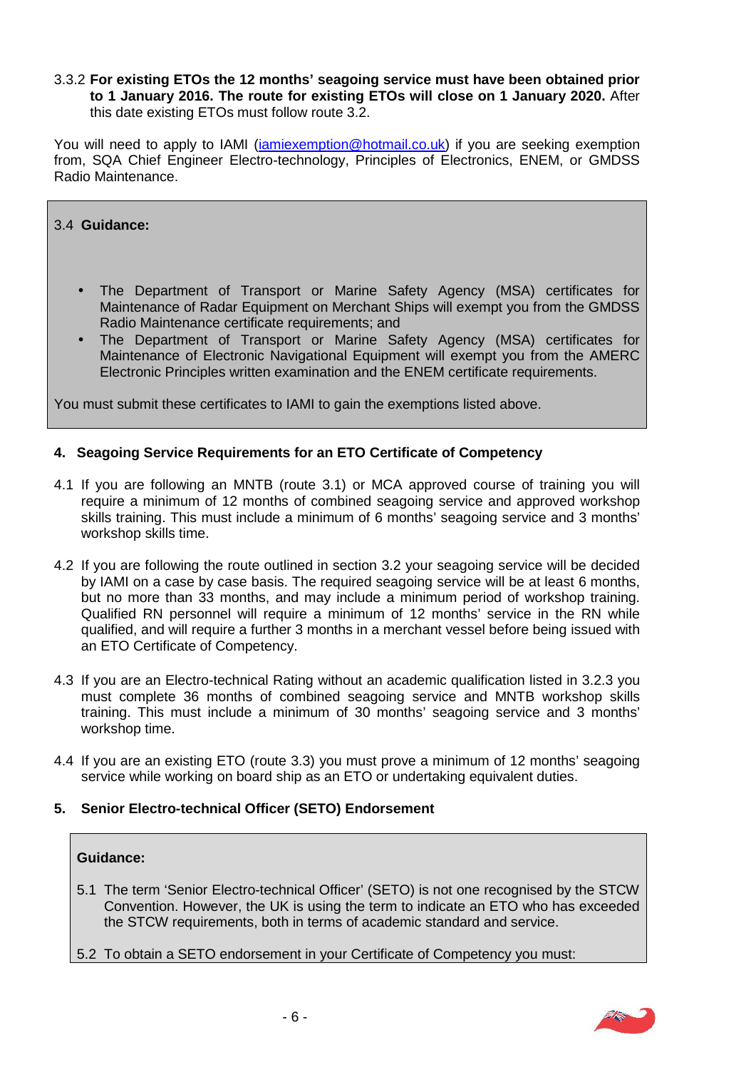3.3.2 **For existing ETOs the 12 months' seagoing service must have been obtained prior to 1 January 2016. The route for existing ETOs will close on 1 January 2020.** After this date existing ETOs must follow route 3.2.

You will need to apply to IAMI (iamiexemption@hotmail.co.uk) if you are seeking exemption from, SQA Chief Engineer Electro-technology, Principles of Electronics, ENEM, or GMDSS Radio Maintenance.

3.4 **Guidance:**

- The Department of Transport or Marine Safety Agency (MSA) certificates for Maintenance of Radar Equipment on Merchant Ships will exempt you from the GMDSS Radio Maintenance certificate requirements; and
- The Department of Transport or Marine Safety Agency (MSA) certificates for Maintenance of Electronic Navigational Equipment will exempt you from the AMERC Electronic Principles written examination and the ENEM certificate requirements.

You must submit these certificates to IAMI to gain the exemptions listed above.

## 4. Seagoing Service Requirements for an ETO Certificate of Competency

4.1 If you are following an MNTB (route 3.1) or MCA approved course of training you will require a minimum of 12 months of combined seagoing service and approved workshop skills training. This must include a minimum of 6 months' seagoing service and 3 months' workshop skills time.

4.2 If you are following the route outlined in section 3.2 your seagoing service will be decided by IAMI on a case by case basis. The required seagoing service will be at least 6 months, but no more than 33 months, and may include a minimum period of workshop training. Qualified RN personnel will require a minimum of 12 months' service in the RN while qualified, and will require a further 3 months in a merchant vessel before being issued with an ETO Certificate of Competency.

4.3 If you are an Electro-technical Rating without an academic qualification listed in 3.2.3 you must complete 36 months of combined seagoing service and MNTB workshop skills training. This must include a minimum of 30 months' seagoing service and 3 months' workshop time.

4.4 If you are an existing ETO (route 3.3) you must prove a minimum of 12 months' seagoing service while working on board ship as an ETO or undertaking equivalent duties.

## 5. Senior Electro-technical Officer (SETO) Endorsement

**Guidance:**

5.1 The term 'Senior Electro-technical Officer' (SETO) is not one recognised by the STCW Convention. However, the UK is using the term to indicate an ETO who has exceeded the STCW requirements, both in terms of academic standard and service.

5.2 To obtain a SETO endorsement in your Certificate of Competency you must: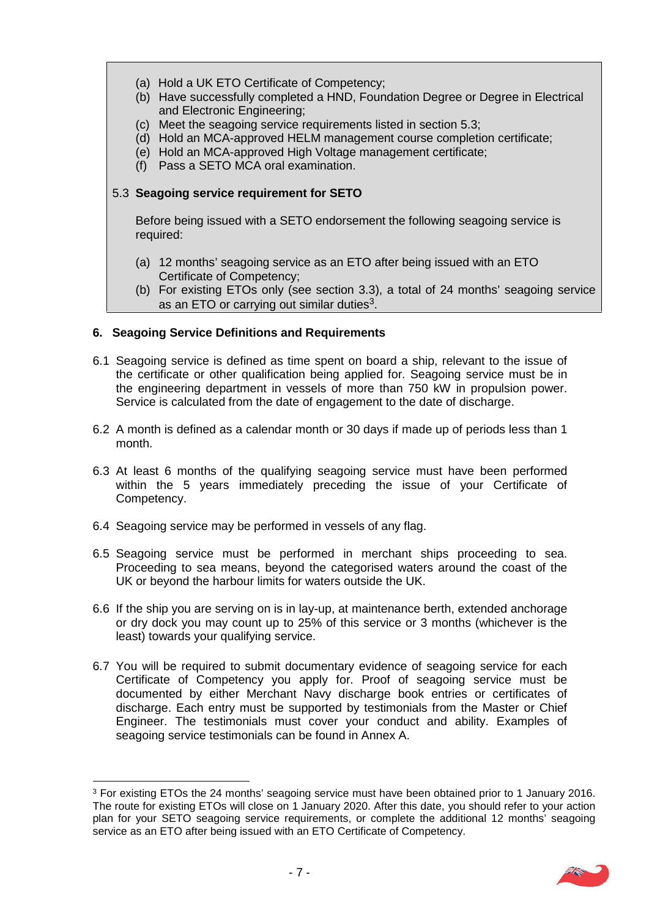(a) Hold a UK ETO Certificate of Competency;
(b) Have successfully completed a HND, Foundation Degree or Degree in Electrical and Electronic Engineering;
(c) Meet the seagoing service requirements listed in section 5.3;
(d) Hold an MCA-approved HELM management course completion certificate;
(e) Hold an MCA-approved High Voltage management certificate;
(f) Pass a SETO MCA oral examination.

### 5.3 Seagoing service requirement for SETO

Before being issued with a SETO endorsement the following seagoing service is required:

(a) 12 months' seagoing service as an ETO after being issued with an ETO Certificate of Competency;
(b) For existing ETOs only (see section 3.3), a total of 24 months' seagoing service as an ETO or carrying out similar duties[3].

## 6. Seagoing Service Definitions and Requirements

6.1 Seagoing service is defined as time spent on board a ship, relevant to the issue of the certificate or other qualification being applied for. Seagoing service must be in the engineering department in vessels of more than 750 kW in propulsion power. Service is calculated from the date of engagement to the date of discharge.

6.2 A month is defined as a calendar month or 30 days if made up of periods less than 1 month.

6.3 At least 6 months of the qualifying seagoing service must have been performed within the 5 years immediately preceding the issue of your Certificate of Competency.

6.4 Seagoing service may be performed in vessels of any flag.

6.5 Seagoing service must be performed in merchant ships proceeding to sea. Proceeding to sea means, beyond the categorised waters around the coast of the UK or beyond the harbour limits for waters outside the UK.

6.6 If the ship you are serving on is in lay-up, at maintenance berth, extended anchorage or dry dock you may count up to 25% of this service or 3 months (whichever is the least) towards your qualifying service.

6.7 You will be required to submit documentary evidence of seagoing service for each Certificate of Competency you apply for. Proof of seagoing service must be documented by either Merchant Navy discharge book entries or certificates of discharge. Each entry must be supported by testimonials from the Master or Chief Engineer. The testimonials must cover your conduct and ability. Examples of seagoing service testimonials can be found in Annex A.

---

[3] For existing ETOs the 24 months' seagoing service must have been obtained prior to 1 January 2016. The route for existing ETOs will close on 1 January 2020. After this date, you should refer to your action plan for your SETO seagoing service requirements, or complete the additional 12 months' seagoing service as an ETO after being issued with an ETO Certificate of Competency.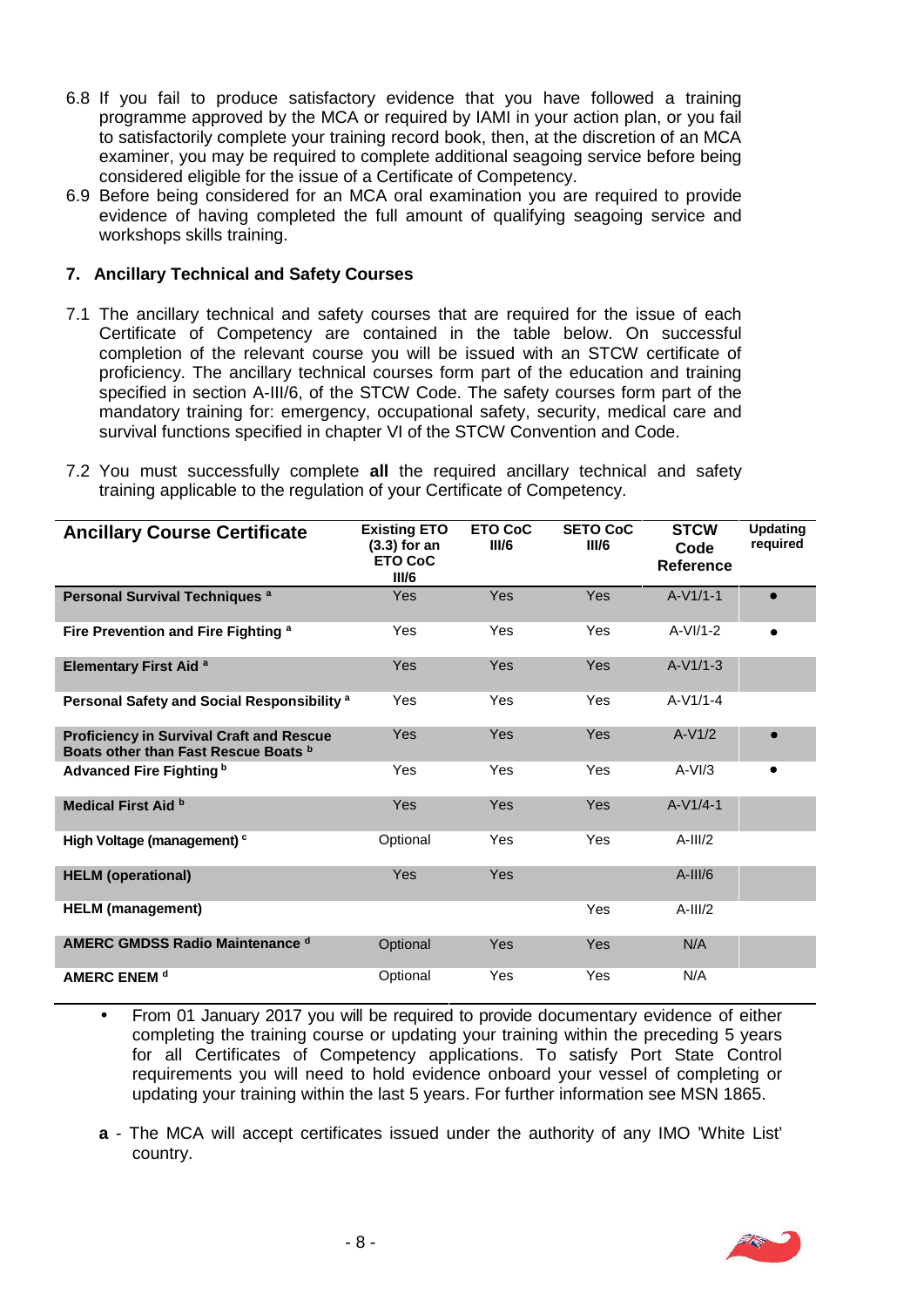6.8 If you fail to produce satisfactory evidence that you have followed a training programme approved by the MCA or required by IAMI in your action plan, or you fail to satisfactorily complete your training record book, then, at the discretion of an MCA examiner, you may be required to complete additional seagoing service before being considered eligible for the issue of a Certificate of Competency.

6.9 Before being considered for an MCA oral examination you are required to provide evidence of having completed the full amount of qualifying seagoing service and workshops skills training.

### 7. Ancillary Technical and Safety Courses

7.1 The ancillary technical and safety courses that are required for the issue of each Certificate of Competency are contained in the table below. On successful completion of the relevant course you will be issued with an STCW certificate of proficiency. The ancillary technical courses form part of the education and training specified in section A-III/6, of the STCW Code. The safety courses form part of the mandatory training for: emergency, occupational safety, security, medical care and survival functions specified in chapter VI of the STCW Convention and Code.

7.2 You must successfully complete **all** the required ancillary technical and safety training applicable to the regulation of your Certificate of Competency.

| Ancillary Course Certificate | Existing ETO (3.3) for an ETO CoC III/6 | ETO CoC III/6 | SETO CoC III/6 | STCW Code Reference | Updating required |
|---|---|---|---|---|---|
| **Personal Survival Techniques [a]** | Yes | Yes | Yes | A-V1/1-1 | • |
| **Fire Prevention and Fire Fighting [a]** | Yes | Yes | Yes | A-VI/1-2 | • |
| **Elementary First Aid [a]** | Yes | Yes | Yes | A-V1/1-3 | |
| **Personal Safety and Social Responsibility [a]** | Yes | Yes | Yes | A-V1/1-4 | |
| **Proficiency in Survival Craft and Rescue Boats other than Fast Rescue Boats [b]** | Yes | Yes | Yes | A-V1/2 | • |
| **Advanced Fire Fighting [b]** | Yes | Yes | Yes | A-VI/3 | • |
| **Medical First Aid [b]** | Yes | Yes | Yes | A-V1/4-1 | |
| **High Voltage (management) [c]** | Optional | Yes | Yes | A-III/2 | |
| **HELM (operational)** | Yes | Yes | | A-III/6 | |
| **HELM (management)** | | | Yes | A-III/2 | |
| **AMERC GMDSS Radio Maintenance [d]** | Optional | Yes | Yes | N/A | |
| **AMERC ENEM [d]** | Optional | Yes | Yes | N/A | |

- From 01 January 2017 you will be required to provide documentary evidence of either completing the training course or updating your training within the preceding 5 years for all Certificates of Competency applications. To satisfy Port State Control requirements you will need to hold evidence onboard your vessel of completing or updating your training within the last 5 years. For further information see MSN 1865.

**a** - The MCA will accept certificates issued under the authority of any IMO 'White List' country.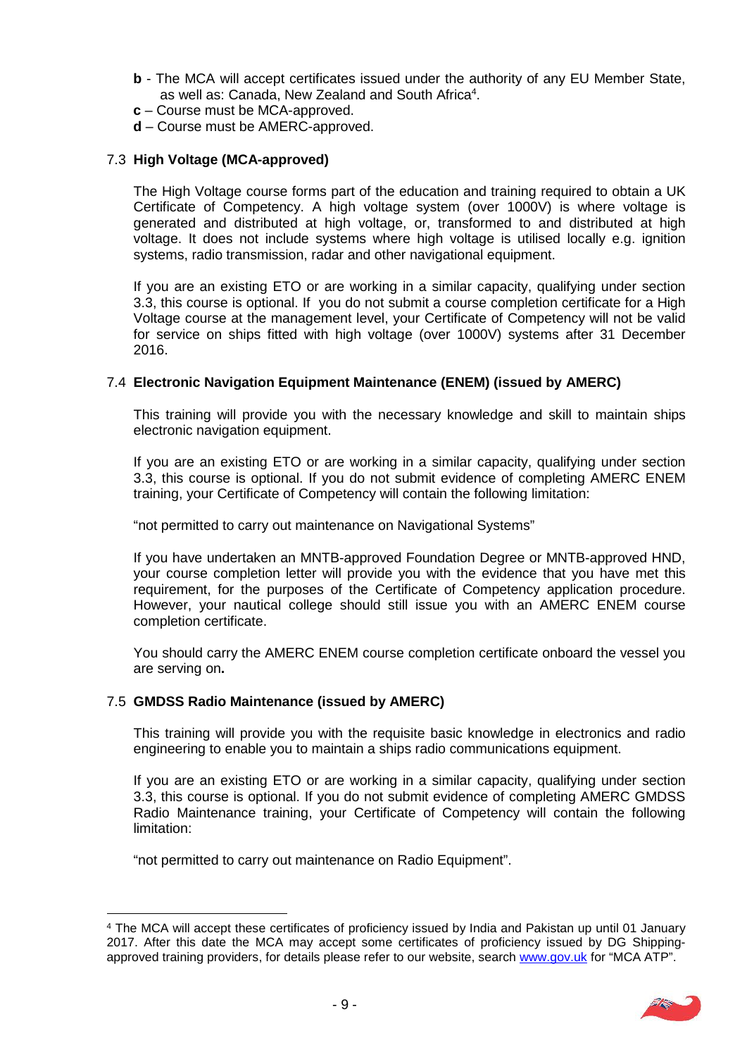**b** - The MCA will accept certificates issued under the authority of any EU Member State, as well as: Canada, New Zealand and South Africa[4].

**c** – Course must be MCA-approved.

**d** – Course must be AMERC-approved.

### 7.3 High Voltage (MCA-approved)

The High Voltage course forms part of the education and training required to obtain a UK Certificate of Competency. A high voltage system (over 1000V) is where voltage is generated and distributed at high voltage, or, transformed to and distributed at high voltage. It does not include systems where high voltage is utilised locally e.g. ignition systems, radio transmission, radar and other navigational equipment.

If you are an existing ETO or are working in a similar capacity, qualifying under section 3.3, this course is optional. If you do not submit a course completion certificate for a High Voltage course at the management level, your Certificate of Competency will not be valid for service on ships fitted with high voltage (over 1000V) systems after 31 December 2016.

### 7.4 Electronic Navigation Equipment Maintenance (ENEM) (issued by AMERC)

This training will provide you with the necessary knowledge and skill to maintain ships electronic navigation equipment.

If you are an existing ETO or are working in a similar capacity, qualifying under section 3.3, this course is optional. If you do not submit evidence of completing AMERC ENEM training, your Certificate of Competency will contain the following limitation:

"not permitted to carry out maintenance on Navigational Systems"

If you have undertaken an MNTB-approved Foundation Degree or MNTB-approved HND, your course completion letter will provide you with the evidence that you have met this requirement, for the purposes of the Certificate of Competency application procedure. However, your nautical college should still issue you with an AMERC ENEM course completion certificate.

You should carry the AMERC ENEM course completion certificate onboard the vessel you are serving on**.**

### 7.5 GMDSS Radio Maintenance (issued by AMERC)

This training will provide you with the requisite basic knowledge in electronics and radio engineering to enable you to maintain a ships radio communications equipment.

If you are an existing ETO or are working in a similar capacity, qualifying under section 3.3, this course is optional. If you do not submit evidence of completing AMERC GMDSS Radio Maintenance training, your Certificate of Competency will contain the following limitation:

"not permitted to carry out maintenance on Radio Equipment".

---

[4] The MCA will accept these certificates of proficiency issued by India and Pakistan up until 01 January 2017. After this date the MCA may accept some certificates of proficiency issued by DG Shipping-approved training providers, for details please refer to our website, search www.gov.uk for "MCA ATP".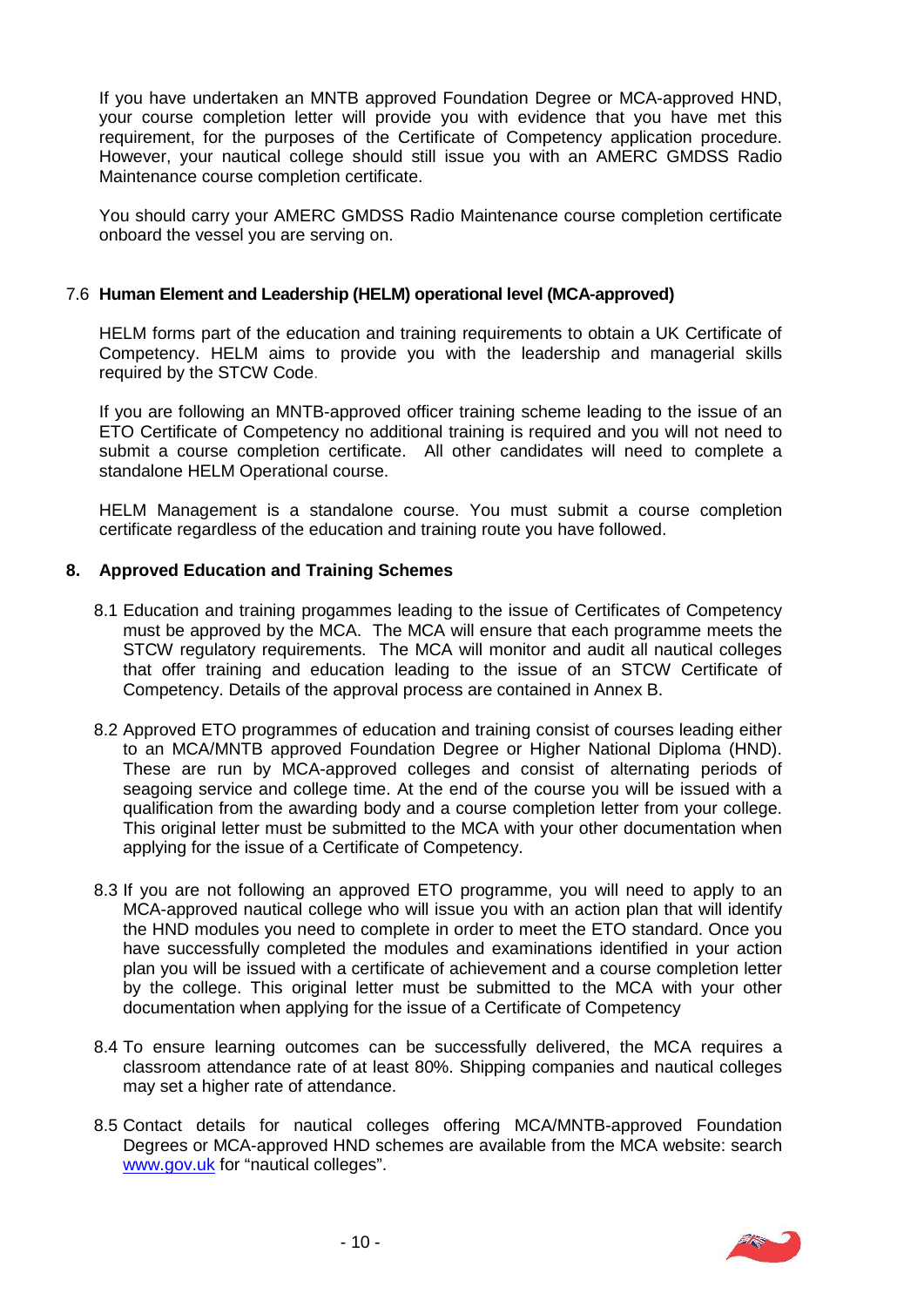If you have undertaken an MNTB approved Foundation Degree or MCA-approved HND, your course completion letter will provide you with evidence that you have met this requirement, for the purposes of the Certificate of Competency application procedure. However, your nautical college should still issue you with an AMERC GMDSS Radio Maintenance course completion certificate.

You should carry your AMERC GMDSS Radio Maintenance course completion certificate onboard the vessel you are serving on.

### 7.6 Human Element and Leadership (HELM) operational level (MCA-approved)

HELM forms part of the education and training requirements to obtain a UK Certificate of Competency. HELM aims to provide you with the leadership and managerial skills required by the STCW Code.

If you are following an MNTB-approved officer training scheme leading to the issue of an ETO Certificate of Competency no additional training is required and you will not need to submit a course completion certificate. All other candidates will need to complete a standalone HELM Operational course.

HELM Management is a standalone course. You must submit a course completion certificate regardless of the education and training route you have followed.

## 8. Approved Education and Training Schemes

8.1 Education and training progammes leading to the issue of Certificates of Competency must be approved by the MCA. The MCA will ensure that each programme meets the STCW regulatory requirements. The MCA will monitor and audit all nautical colleges that offer training and education leading to the issue of an STCW Certificate of Competency. Details of the approval process are contained in Annex B.

8.2 Approved ETO programmes of education and training consist of courses leading either to an MCA/MNTB approved Foundation Degree or Higher National Diploma (HND). These are run by MCA-approved colleges and consist of alternating periods of seagoing service and college time. At the end of the course you will be issued with a qualification from the awarding body and a course completion letter from your college. This original letter must be submitted to the MCA with your other documentation when applying for the issue of a Certificate of Competency.

8.3 If you are not following an approved ETO programme, you will need to apply to an MCA-approved nautical college who will issue you with an action plan that will identify the HND modules you need to complete in order to meet the ETO standard. Once you have successfully completed the modules and examinations identified in your action plan you will be issued with a certificate of achievement and a course completion letter by the college. This original letter must be submitted to the MCA with your other documentation when applying for the issue of a Certificate of Competency

8.4 To ensure learning outcomes can be successfully delivered, the MCA requires a classroom attendance rate of at least 80%. Shipping companies and nautical colleges may set a higher rate of attendance.

8.5 Contact details for nautical colleges offering MCA/MNTB-approved Foundation Degrees or MCA-approved HND schemes are available from the MCA website: search [www.gov.uk](http://www.gov.uk) for “nautical colleges”.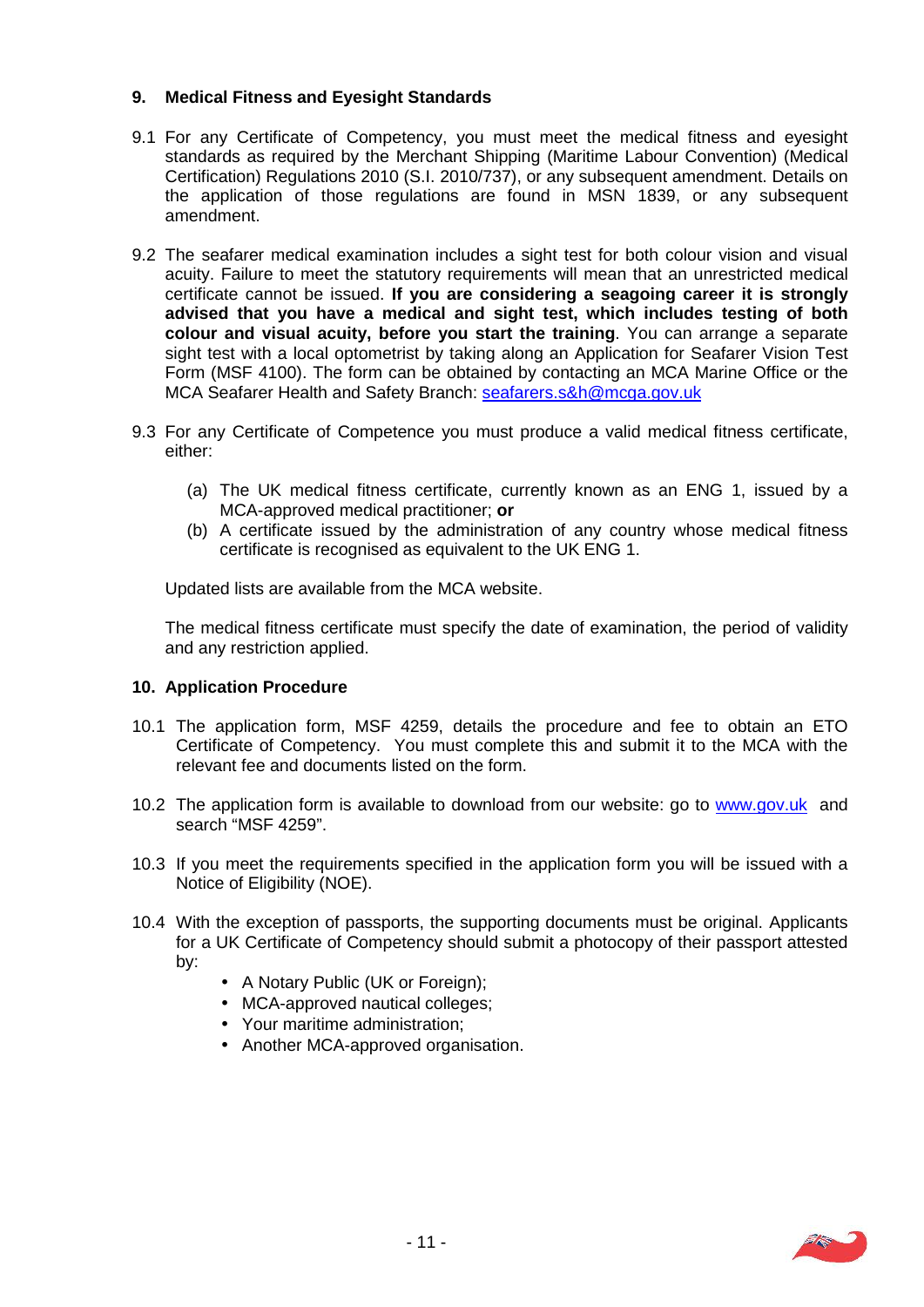## 9. Medical Fitness and Eyesight Standards

9.1 For any Certificate of Competency, you must meet the medical fitness and eyesight standards as required by the Merchant Shipping (Maritime Labour Convention) (Medical Certification) Regulations 2010 (S.I. 2010/737), or any subsequent amendment. Details on the application of those regulations are found in MSN 1839, or any subsequent amendment.

9.2 The seafarer medical examination includes a sight test for both colour vision and visual acuity. Failure to meet the statutory requirements will mean that an unrestricted medical certificate cannot be issued. **If you are considering a seagoing career it is strongly advised that you have a medical and sight test, which includes testing of both colour and visual acuity, before you start the training**. You can arrange a separate sight test with a local optometrist by taking along an Application for Seafarer Vision Test Form (MSF 4100). The form can be obtained by contacting an MCA Marine Office or the MCA Seafarer Health and Safety Branch: seafarers.s&h@mcga.gov.uk

9.3 For any Certificate of Competence you must produce a valid medical fitness certificate, either:

(a) The UK medical fitness certificate, currently known as an ENG 1, issued by a MCA-approved medical practitioner; **or**

(b) A certificate issued by the administration of any country whose medical fitness certificate is recognised as equivalent to the UK ENG 1.

Updated lists are available from the MCA website.

The medical fitness certificate must specify the date of examination, the period of validity and any restriction applied.

## 10. Application Procedure

10.1 The application form, MSF 4259, details the procedure and fee to obtain an ETO Certificate of Competency. You must complete this and submit it to the MCA with the relevant fee and documents listed on the form.

10.2 The application form is available to download from our website: go to www.gov.uk and search "MSF 4259".

10.3 If you meet the requirements specified in the application form you will be issued with a Notice of Eligibility (NOE).

10.4 With the exception of passports, the supporting documents must be original. Applicants for a UK Certificate of Competency should submit a photocopy of their passport attested by:

- A Notary Public (UK or Foreign);
- MCA-approved nautical colleges;
- Your maritime administration;
- Another MCA-approved organisation.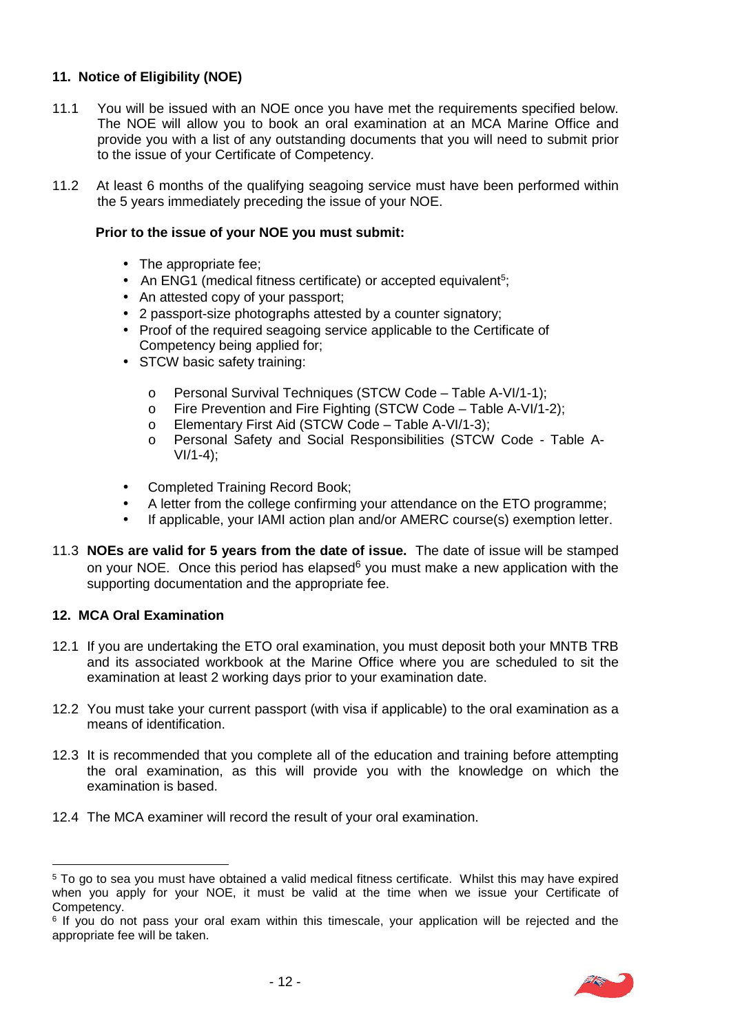## 11. Notice of Eligibility (NOE)

11.1 You will be issued with an NOE once you have met the requirements specified below. The NOE will allow you to book an oral examination at an MCA Marine Office and provide you with a list of any outstanding documents that you will need to submit prior to the issue of your Certificate of Competency.

11.2 At least 6 months of the qualifying seagoing service must have been performed within the 5 years immediately preceding the issue of your NOE.

**Prior to the issue of your NOE you must submit:**

- The appropriate fee;
- An ENG1 (medical fitness certificate) or accepted equivalent[5];
- An attested copy of your passport;
- 2 passport-size photographs attested by a counter signatory;
- Proof of the required seagoing service applicable to the Certificate of Competency being applied for;
- STCW basic safety training:
  - Personal Survival Techniques (STCW Code – Table A-VI/1-1);
  - Fire Prevention and Fire Fighting (STCW Code – Table A-VI/1-2);
  - Elementary First Aid (STCW Code – Table A-VI/1-3);
  - Personal Safety and Social Responsibilities (STCW Code - Table A-VI/1-4);
- Completed Training Record Book;
- A letter from the college confirming your attendance on the ETO programme;
- If applicable, your IAMI action plan and/or AMERC course(s) exemption letter.

11.3 **NOEs are valid for 5 years from the date of issue.** The date of issue will be stamped on your NOE. Once this period has elapsed[6] you must make a new application with the supporting documentation and the appropriate fee.

## 12. MCA Oral Examination

12.1 If you are undertaking the ETO oral examination, you must deposit both your MNTB TRB and its associated workbook at the Marine Office where you are scheduled to sit the examination at least 2 working days prior to your examination date.

12.2 You must take your current passport (with visa if applicable) to the oral examination as a means of identification.

12.3 It is recommended that you complete all of the education and training before attempting the oral examination, as this will provide you with the knowledge on which the examination is based.

12.4 The MCA examiner will record the result of your oral examination.

---

[5] To go to sea you must have obtained a valid medical fitness certificate. Whilst this may have expired when you apply for your NOE, it must be valid at the time when we issue your Certificate of Competency.

[6] If you do not pass your oral exam within this timescale, your application will be rejected and the appropriate fee will be taken.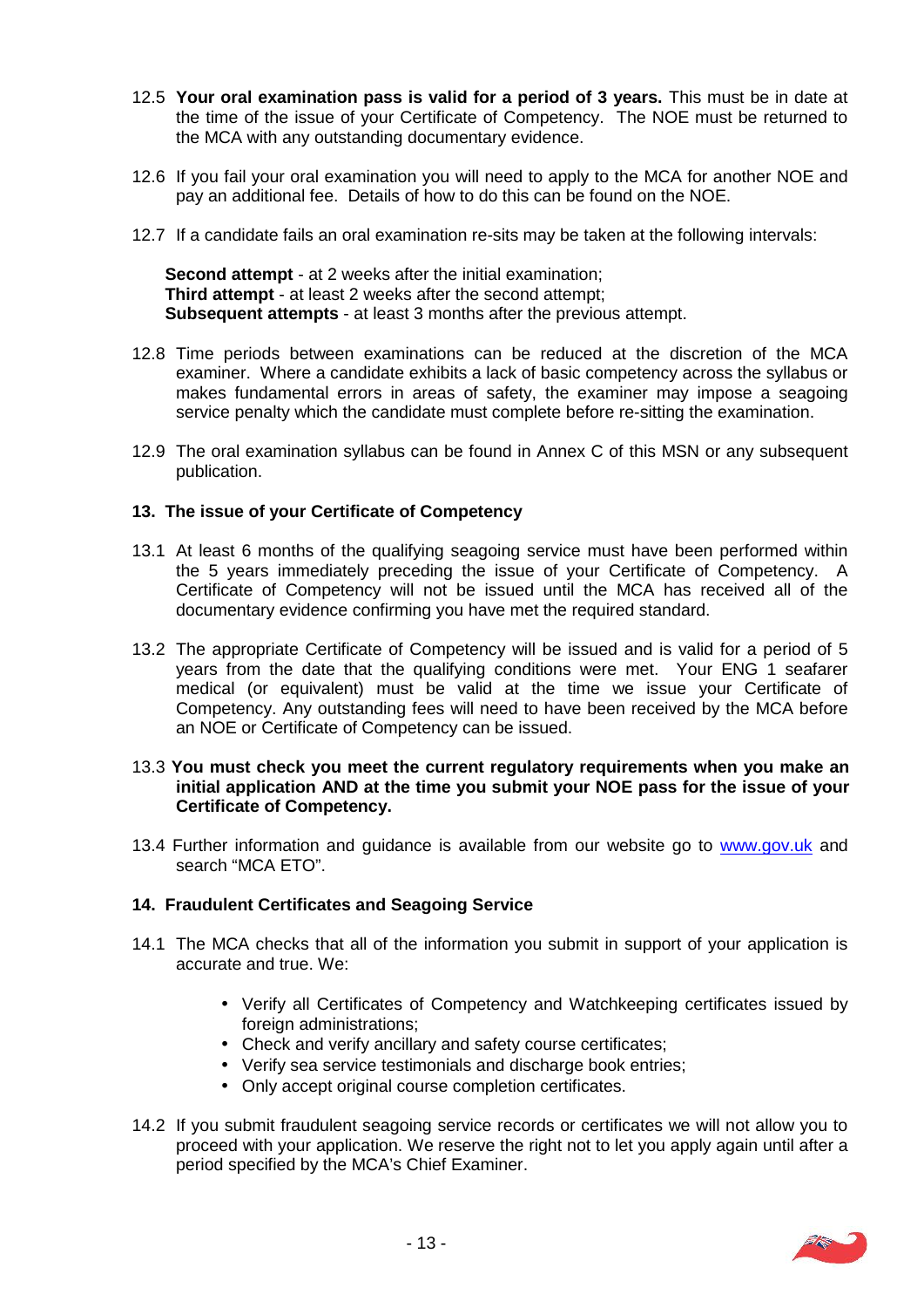12.5 **Your oral examination pass is valid for a period of 3 years.** This must be in date at the time of the issue of your Certificate of Competency. The NOE must be returned to the MCA with any outstanding documentary evidence.

12.6 If you fail your oral examination you will need to apply to the MCA for another NOE and pay an additional fee. Details of how to do this can be found on the NOE.

12.7 If a candidate fails an oral examination re-sits may be taken at the following intervals:

**Second attempt** - at 2 weeks after the initial examination;
**Third attempt** - at least 2 weeks after the second attempt;
**Subsequent attempts** - at least 3 months after the previous attempt.

12.8 Time periods between examinations can be reduced at the discretion of the MCA examiner. Where a candidate exhibits a lack of basic competency across the syllabus or makes fundamental errors in areas of safety, the examiner may impose a seagoing service penalty which the candidate must complete before re-sitting the examination.

12.9 The oral examination syllabus can be found in Annex C of this MSN or any subsequent publication.

### 13. The issue of your Certificate of Competency

13.1 At least 6 months of the qualifying seagoing service must have been performed within the 5 years immediately preceding the issue of your Certificate of Competency. A Certificate of Competency will not be issued until the MCA has received all of the documentary evidence confirming you have met the required standard.

13.2 The appropriate Certificate of Competency will be issued and is valid for a period of 5 years from the date that the qualifying conditions were met. Your ENG 1 seafarer medical (or equivalent) must be valid at the time we issue your Certificate of Competency. Any outstanding fees will need to have been received by the MCA before an NOE or Certificate of Competency can be issued.

13.3 **You must check you meet the current regulatory requirements when you make an initial application AND at the time you submit your NOE pass for the issue of your Certificate of Competency.**

13.4 Further information and guidance is available from our website go to www.gov.uk and search "MCA ETO".

### 14. Fraudulent Certificates and Seagoing Service

14.1 The MCA checks that all of the information you submit in support of your application is accurate and true. We:

- Verify all Certificates of Competency and Watchkeeping certificates issued by foreign administrations;
- Check and verify ancillary and safety course certificates;
- Verify sea service testimonials and discharge book entries;
- Only accept original course completion certificates.

14.2 If you submit fraudulent seagoing service records or certificates we will not allow you to proceed with your application. We reserve the right not to let you apply again until after a period specified by the MCA's Chief Examiner.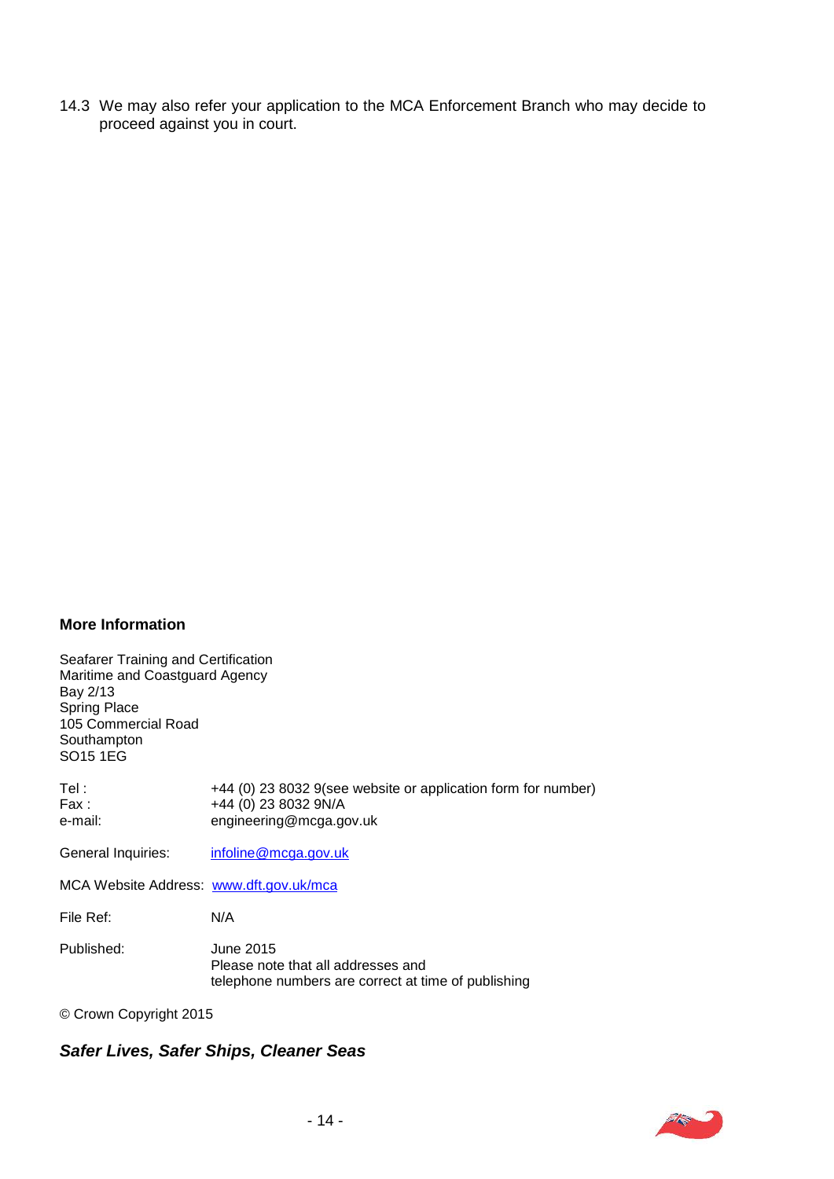14.3 We may also refer your application to the MCA Enforcement Branch who may decide to proceed against you in court.

**More Information**

Seafarer Training and Certification
Maritime and Coastguard Agency
Bay 2/13
Spring Place
105 Commercial Road
Southampton
SO15 1EG

| | |
|---|---|
| Tel : | +44 (0) 23 8032 9(see website or application form for number) |
| Fax : | +44 (0) 23 8032 9N/A |
| e-mail: | engineering@mcga.gov.uk |
| General Inquiries: | infoline@mcga.gov.uk |
| MCA Website Address: | www.dft.gov.uk/mca |
| File Ref: | N/A |
| Published: | June 2015<br>Please note that all addresses and telephone numbers are correct at time of publishing |

© Crown Copyright 2015

***Safer Lives, Safer Ships, Cleaner Seas***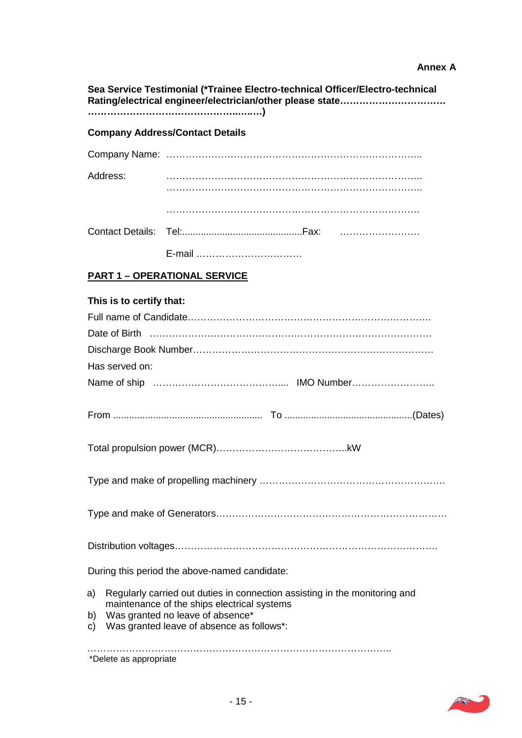**Annex A**

**Sea Service Testimonial (*Trainee Electro-technical Officer/Electro-technical Rating/electrical engineer/electrician/other please state…………………………… ……………………………………..........)**

**Company Address/Contact Details**

Company Name: ………………………………………………………………………..

Address: ………………………………………………………………………..
………………………………………………………………………..

………………………………………………………………………..

Contact Details: Tel:...............................................Fax: …………………….

E-mail ……………………………

## PART 1 – OPERATIONAL SERVICE

**This is to certify that:**

Full name of Candidate……………………………………………………………………….

Date of Birth ……………………………………………………………………………….

Discharge Book Number…………………………………………………………………….

Has served on:

Name of ship ………………………………….... IMO Number……………………..

From ........................................................ To ...............................................(Dates)

Total propulsion power (MCR)…………………………………..kW

Type and make of propelling machinery ……………………………………………….

Type and make of Generators……………………………………………………………….

Distribution voltages……………………………………………………………………….

During this period the above-named candidate:

a) Regularly carried out duties in connection assisting in the monitoring and maintenance of the ships electrical systems
b) Was granted no leave of absence*
c) Was granted leave of absence as follows*:

……………………………………………………………………………………..

*Delete as appropriate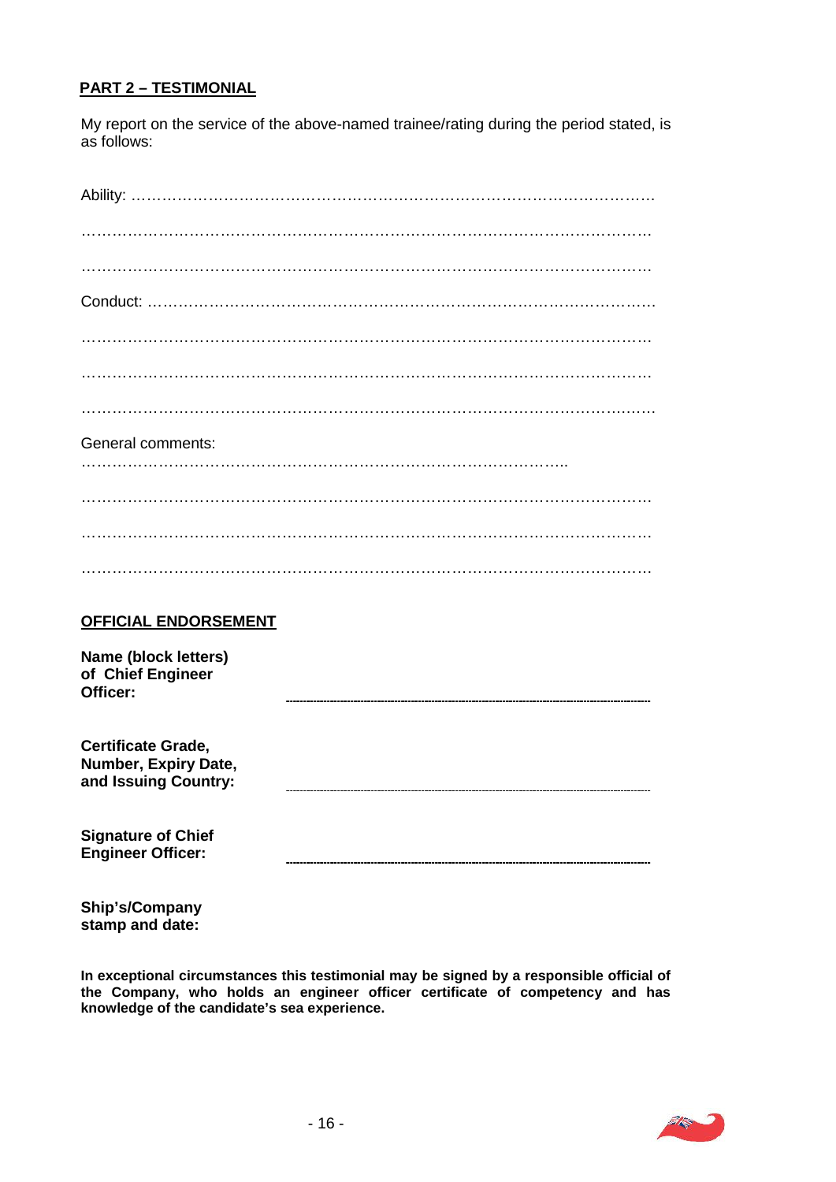## PART 2 – TESTIMONIAL

My report on the service of the above-named trainee/rating during the period stated, is as follows:

Ability: ……………………………………………………………………………………………

……………………………………………………………………………………………………

……………………………………………………………………………………………………

Conduct: …………………………………………………………………………………………

……………………………………………………………………………………………………

……………………………………………………………………………………………………

……………………………………………………………………………………………………

General comments: ………………………………………………………………………………

……………………………………………………………………………………………………

……………………………………………………………………………………………………

……………………………………………………………………………………………………

### OFFICIAL ENDORSEMENT

**Name (block letters) of Chief Engineer Officer:** ……………………………………………

**Certificate Grade, Number, Expiry Date, and Issuing Country:** ……………………………………………

**Signature of Chief Engineer Officer:** ……………………………………………

**Ship's/Company stamp and date:**

**In exceptional circumstances this testimonial may be signed by a responsible official of the Company, who holds an engineer officer certificate of competency and has knowledge of the candidate's sea experience.**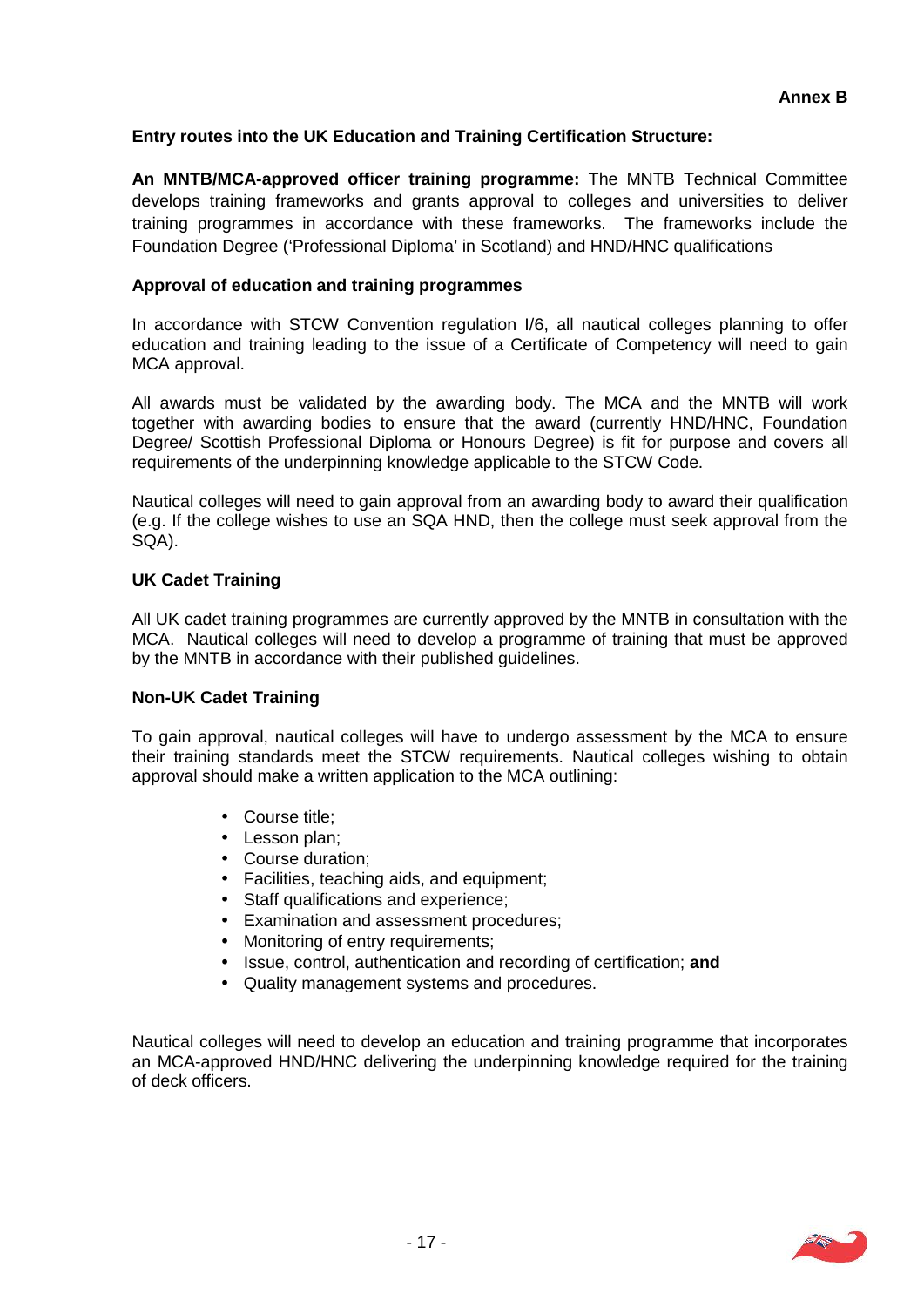**Annex B**

**Entry routes into the UK Education and Training Certification Structure:**

**An MNTB/MCA-approved officer training programme:** The MNTB Technical Committee develops training frameworks and grants approval to colleges and universities to deliver training programmes in accordance with these frameworks. The frameworks include the Foundation Degree ('Professional Diploma' in Scotland) and HND/HNC qualifications

**Approval of education and training programmes**

In accordance with STCW Convention regulation I/6, all nautical colleges planning to offer education and training leading to the issue of a Certificate of Competency will need to gain MCA approval.

All awards must be validated by the awarding body. The MCA and the MNTB will work together with awarding bodies to ensure that the award (currently HND/HNC, Foundation Degree/ Scottish Professional Diploma or Honours Degree) is fit for purpose and covers all requirements of the underpinning knowledge applicable to the STCW Code.

Nautical colleges will need to gain approval from an awarding body to award their qualification (e.g. If the college wishes to use an SQA HND, then the college must seek approval from the SQA).

**UK Cadet Training**

All UK cadet training programmes are currently approved by the MNTB in consultation with the MCA. Nautical colleges will need to develop a programme of training that must be approved by the MNTB in accordance with their published guidelines.

**Non-UK Cadet Training**

To gain approval, nautical colleges will have to undergo assessment by the MCA to ensure their training standards meet the STCW requirements. Nautical colleges wishing to obtain approval should make a written application to the MCA outlining:

- Course title;
- Lesson plan;
- Course duration;
- Facilities, teaching aids, and equipment;
- Staff qualifications and experience;
- Examination and assessment procedures;
- Monitoring of entry requirements;
- Issue, control, authentication and recording of certification; **and**
- Quality management systems and procedures.

Nautical colleges will need to develop an education and training programme that incorporates an MCA-approved HND/HNC delivering the underpinning knowledge required for the training of deck officers.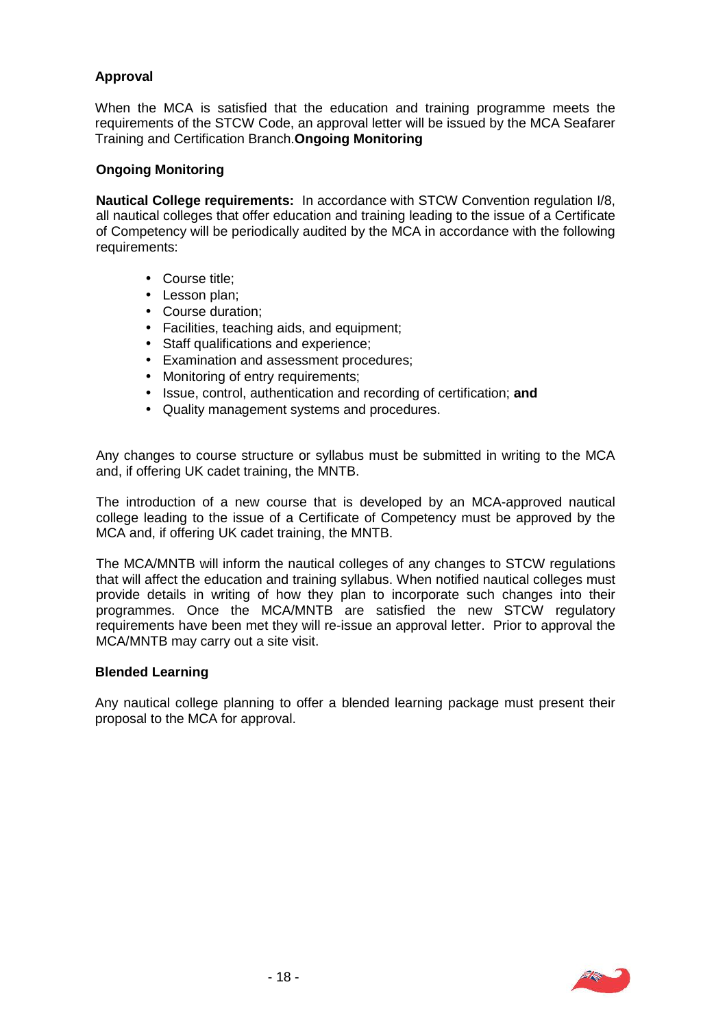### Approval

When the MCA is satisfied that the education and training programme meets the requirements of the STCW Code, an approval letter will be issued by the MCA Seafarer Training and Certification Branch.**Ongoing Monitoring**

### Ongoing Monitoring

**Nautical College requirements:** In accordance with STCW Convention regulation I/8, all nautical colleges that offer education and training leading to the issue of a Certificate of Competency will be periodically audited by the MCA in accordance with the following requirements:

- Course title;
- Lesson plan;
- Course duration;
- Facilities, teaching aids, and equipment;
- Staff qualifications and experience;
- Examination and assessment procedures;
- Monitoring of entry requirements;
- Issue, control, authentication and recording of certification; **and**
- Quality management systems and procedures.

Any changes to course structure or syllabus must be submitted in writing to the MCA and, if offering UK cadet training, the MNTB.

The introduction of a new course that is developed by an MCA-approved nautical college leading to the issue of a Certificate of Competency must be approved by the MCA and, if offering UK cadet training, the MNTB.

The MCA/MNTB will inform the nautical colleges of any changes to STCW regulations that will affect the education and training syllabus. When notified nautical colleges must provide details in writing of how they plan to incorporate such changes into their programmes. Once the MCA/MNTB are satisfied the new STCW regulatory requirements have been met they will re-issue an approval letter. Prior to approval the MCA/MNTB may carry out a site visit.

### Blended Learning

Any nautical college planning to offer a blended learning package must present their proposal to the MCA for approval.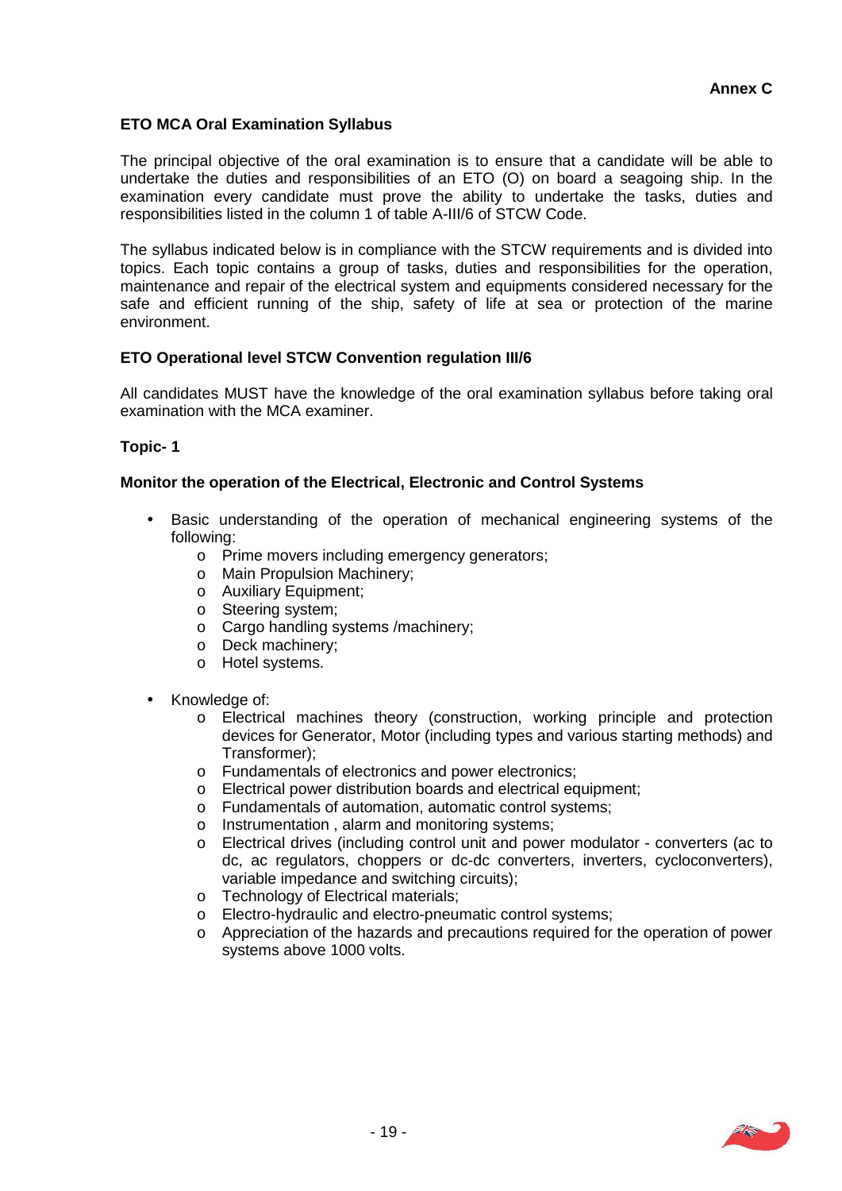**Annex C**

## ETO MCA Oral Examination Syllabus

The principal objective of the oral examination is to ensure that a candidate will be able to undertake the duties and responsibilities of an ETO (O) on board a seagoing ship. In the examination every candidate must prove the ability to undertake the tasks, duties and responsibilities listed in the column 1 of table A-III/6 of STCW Code.

The syllabus indicated below is in compliance with the STCW requirements and is divided into topics. Each topic contains a group of tasks, duties and responsibilities for the operation, maintenance and repair of the electrical system and equipments considered necessary for the safe and efficient running of the ship, safety of life at sea or protection of the marine environment.

### ETO Operational level STCW Convention regulation III/6

All candidates MUST have the knowledge of the oral examination syllabus before taking oral examination with the MCA examiner.

### Topic- 1

#### Monitor the operation of the Electrical, Electronic and Control Systems

- Basic understanding of the operation of mechanical engineering systems of the following:
  - Prime movers including emergency generators;
  - Main Propulsion Machinery;
  - Auxiliary Equipment;
  - Steering system;
  - Cargo handling systems /machinery;
  - Deck machinery;
  - Hotel systems.
- Knowledge of:
  - Electrical machines theory (construction, working principle and protection devices for Generator, Motor (including types and various starting methods) and Transformer);
  - Fundamentals of electronics and power electronics;
  - Electrical power distribution boards and electrical equipment;
  - Fundamentals of automation, automatic control systems;
  - Instrumentation , alarm and monitoring systems;
  - Electrical drives (including control unit and power modulator - converters (ac to dc, ac regulators, choppers or dc-dc converters, inverters, cycloconverters), variable impedance and switching circuits);
  - Technology of Electrical materials;
  - Electro-hydraulic and electro-pneumatic control systems;
  - Appreciation of the hazards and precautions required for the operation of power systems above 1000 volts.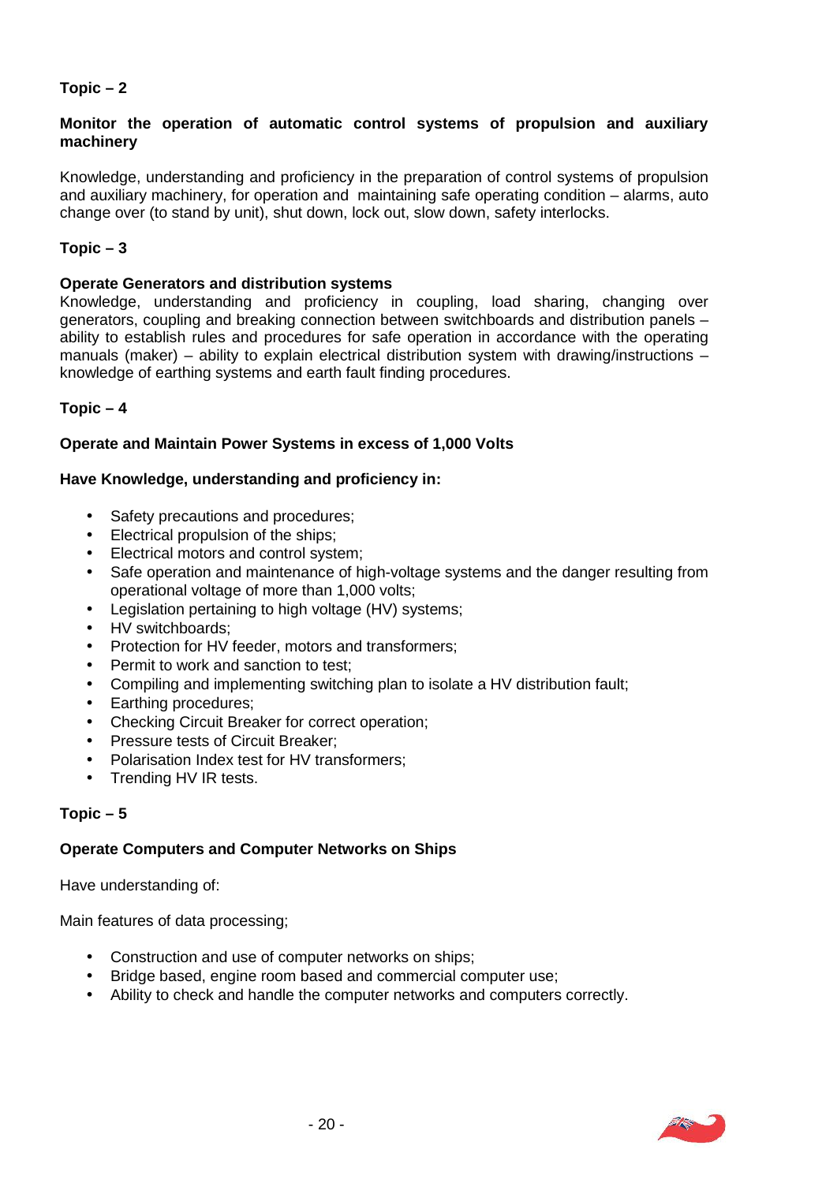**Topic – 2**

**Monitor the operation of automatic control systems of propulsion and auxiliary machinery**

Knowledge, understanding and proficiency in the preparation of control systems of propulsion and auxiliary machinery, for operation and maintaining safe operating condition – alarms, auto change over (to stand by unit), shut down, lock out, slow down, safety interlocks.

**Topic – 3**

**Operate Generators and distribution systems**

Knowledge, understanding and proficiency in coupling, load sharing, changing over generators, coupling and breaking connection between switchboards and distribution panels – ability to establish rules and procedures for safe operation in accordance with the operating manuals (maker) – ability to explain electrical distribution system with drawing/instructions – knowledge of earthing systems and earth fault finding procedures.

**Topic – 4**

**Operate and Maintain Power Systems in excess of 1,000 Volts**

**Have Knowledge, understanding and proficiency in:**

- Safety precautions and procedures;
- Electrical propulsion of the ships;
- Electrical motors and control system;
- Safe operation and maintenance of high-voltage systems and the danger resulting from operational voltage of more than 1,000 volts;
- Legislation pertaining to high voltage (HV) systems;
- HV switchboards;
- Protection for HV feeder, motors and transformers;
- Permit to work and sanction to test;
- Compiling and implementing switching plan to isolate a HV distribution fault;
- Earthing procedures;
- Checking Circuit Breaker for correct operation;
- Pressure tests of Circuit Breaker;
- Polarisation Index test for HV transformers;
- Trending HV IR tests.

**Topic – 5**

**Operate Computers and Computer Networks on Ships**

Have understanding of:

Main features of data processing;

- Construction and use of computer networks on ships;
- Bridge based, engine room based and commercial computer use;
- Ability to check and handle the computer networks and computers correctly.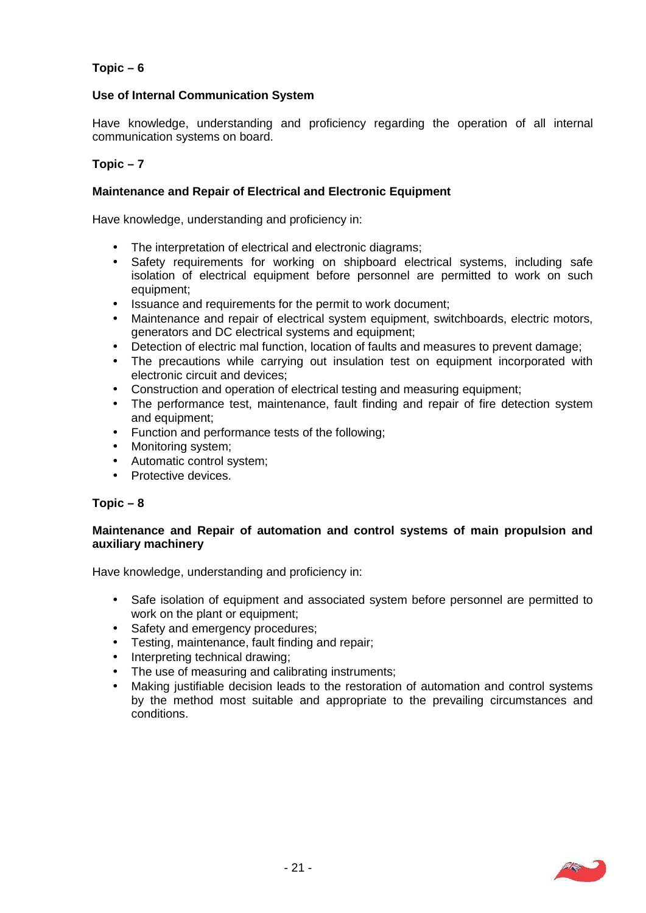**Topic – 6**

**Use of Internal Communication System**

Have knowledge, understanding and proficiency regarding the operation of all internal communication systems on board.

**Topic – 7**

**Maintenance and Repair of Electrical and Electronic Equipment**

Have knowledge, understanding and proficiency in:

- The interpretation of electrical and electronic diagrams;
- Safety requirements for working on shipboard electrical systems, including safe isolation of electrical equipment before personnel are permitted to work on such equipment;
- Issuance and requirements for the permit to work document;
- Maintenance and repair of electrical system equipment, switchboards, electric motors, generators and DC electrical systems and equipment;
- Detection of electric mal function, location of faults and measures to prevent damage;
- The precautions while carrying out insulation test on equipment incorporated with electronic circuit and devices;
- Construction and operation of electrical testing and measuring equipment;
- The performance test, maintenance, fault finding and repair of fire detection system and equipment;
- Function and performance tests of the following;
- Monitoring system;
- Automatic control system;
- Protective devices.

**Topic – 8**

**Maintenance and Repair of automation and control systems of main propulsion and auxiliary machinery**

Have knowledge, understanding and proficiency in:

- Safe isolation of equipment and associated system before personnel are permitted to work on the plant or equipment;
- Safety and emergency procedures;
- Testing, maintenance, fault finding and repair;
- Interpreting technical drawing;
- The use of measuring and calibrating instruments;
- Making justifiable decision leads to the restoration of automation and control systems by the method most suitable and appropriate to the prevailing circumstances and conditions.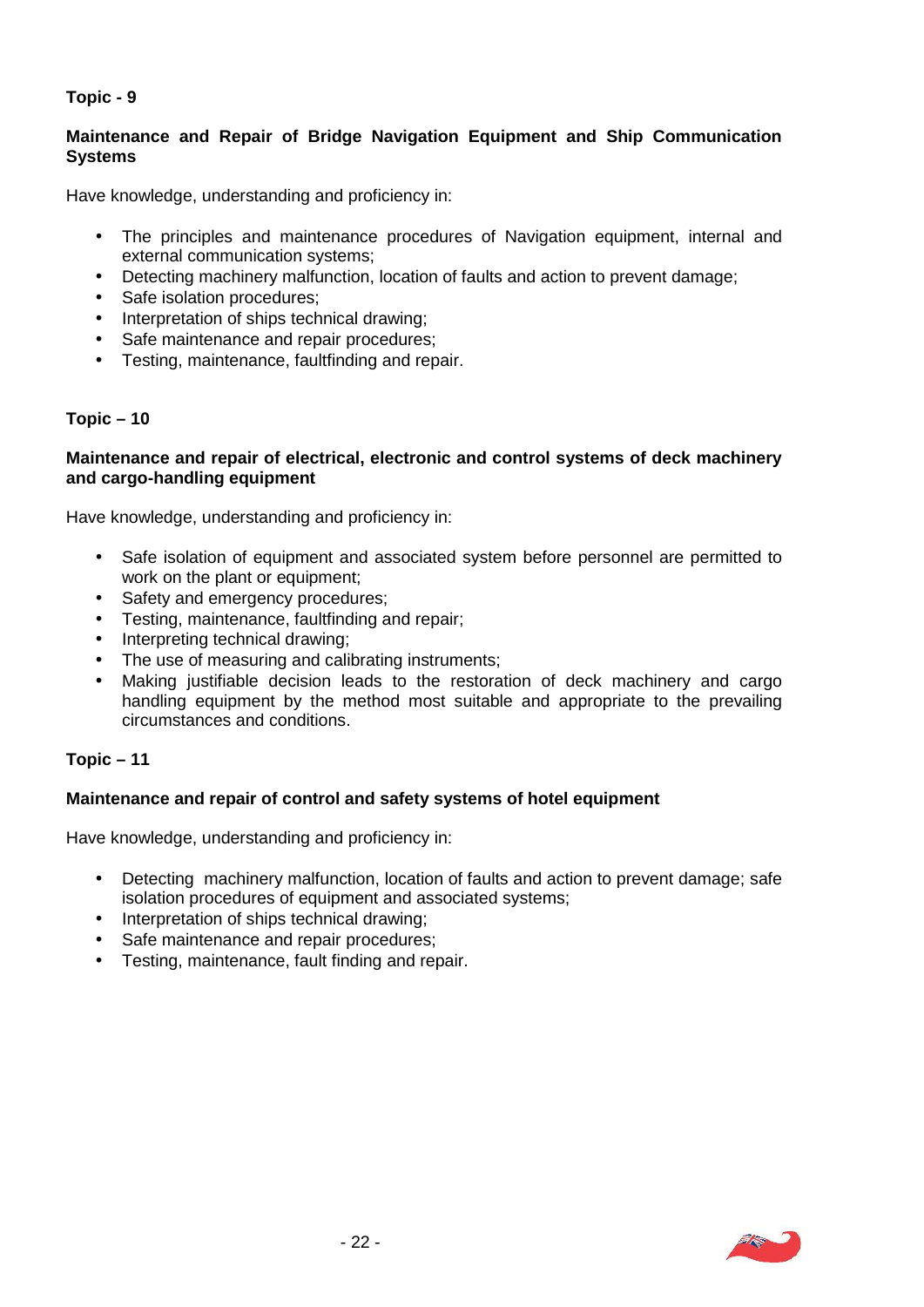**Topic - 9**

**Maintenance and Repair of Bridge Navigation Equipment and Ship Communication Systems**

Have knowledge, understanding and proficiency in:

- The principles and maintenance procedures of Navigation equipment, internal and external communication systems;
- Detecting machinery malfunction, location of faults and action to prevent damage;
- Safe isolation procedures;
- Interpretation of ships technical drawing;
- Safe maintenance and repair procedures;
- Testing, maintenance, faultfinding and repair.

**Topic – 10**

**Maintenance and repair of electrical, electronic and control systems of deck machinery and cargo-handling equipment**

Have knowledge, understanding and proficiency in:

- Safe isolation of equipment and associated system before personnel are permitted to work on the plant or equipment;
- Safety and emergency procedures;
- Testing, maintenance, faultfinding and repair;
- Interpreting technical drawing;
- The use of measuring and calibrating instruments;
- Making justifiable decision leads to the restoration of deck machinery and cargo handling equipment by the method most suitable and appropriate to the prevailing circumstances and conditions.

**Topic – 11**

**Maintenance and repair of control and safety systems of hotel equipment**

Have knowledge, understanding and proficiency in:

- Detecting machinery malfunction, location of faults and action to prevent damage; safe isolation procedures of equipment and associated systems;
- Interpretation of ships technical drawing;
- Safe maintenance and repair procedures;
- Testing, maintenance, fault finding and repair.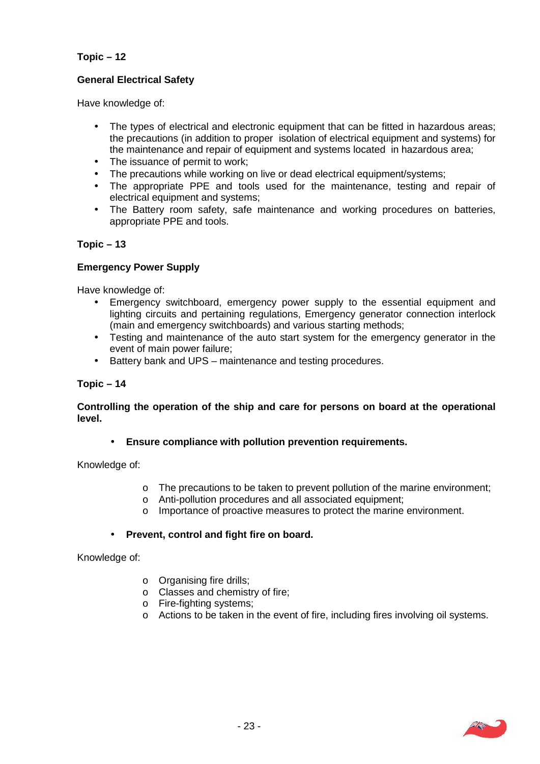**Topic – 12**

**General Electrical Safety**

Have knowledge of:

- The types of electrical and electronic equipment that can be fitted in hazardous areas; the precautions (in addition to proper isolation of electrical equipment and systems) for the maintenance and repair of equipment and systems located in hazardous area;
- The issuance of permit to work;
- The precautions while working on live or dead electrical equipment/systems;
- The appropriate PPE and tools used for the maintenance, testing and repair of electrical equipment and systems;
- The Battery room safety, safe maintenance and working procedures on batteries, appropriate PPE and tools.

**Topic – 13**

**Emergency Power Supply**

Have knowledge of:

- Emergency switchboard, emergency power supply to the essential equipment and lighting circuits and pertaining regulations, Emergency generator connection interlock (main and emergency switchboards) and various starting methods;
- Testing and maintenance of the auto start system for the emergency generator in the event of main power failure;
- Battery bank and UPS – maintenance and testing procedures.

**Topic – 14**

**Controlling the operation of the ship and care for persons on board at the operational level.**

- **Ensure compliance with pollution prevention requirements.**

Knowledge of:

- The precautions to be taken to prevent pollution of the marine environment;
- Anti-pollution procedures and all associated equipment;
- Importance of proactive measures to protect the marine environment.

- **Prevent, control and fight fire on board.**

Knowledge of:

- Organising fire drills;
- Classes and chemistry of fire;
- Fire-fighting systems;
- Actions to be taken in the event of fire, including fires involving oil systems.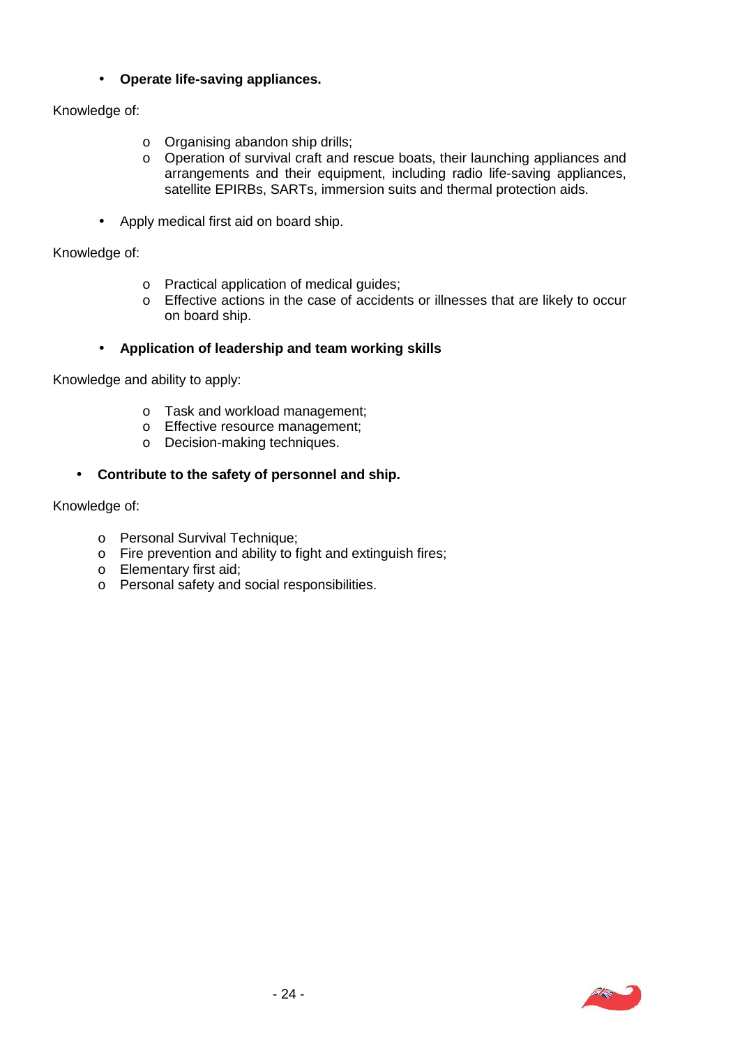- **Operate life-saving appliances.**

Knowledge of:

  - Organising abandon ship drills;
  - Operation of survival craft and rescue boats, their launching appliances and arrangements and their equipment, including radio life-saving appliances, satellite EPIRBs, SARTs, immersion suits and thermal protection aids.

- Apply medical first aid on board ship.

Knowledge of:

  - Practical application of medical guides;
  - Effective actions in the case of accidents or illnesses that are likely to occur on board ship.

- **Application of leadership and team working skills**

Knowledge and ability to apply:

  - Task and workload management;
  - Effective resource management;
  - Decision-making techniques.

- **Contribute to the safety of personnel and ship.**

Knowledge of:

  - Personal Survival Technique;
  - Fire prevention and ability to fight and extinguish fires;
  - Elementary first aid;
  - Personal safety and social responsibilities.